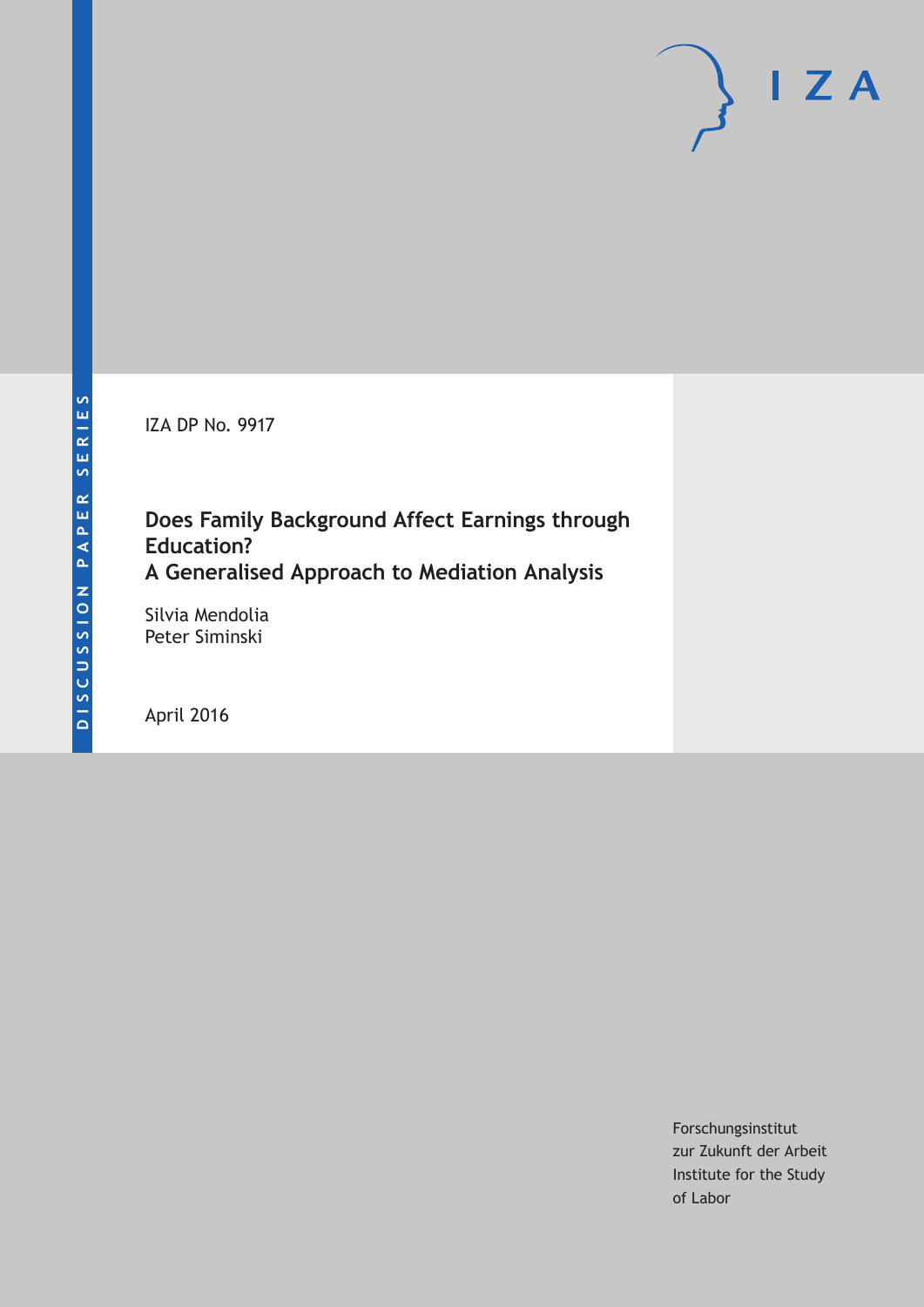DISCUSSION PAPER SERIES

IZA DP No. 9917

# Does Family Background Affect Earnings through Education?
# A Generalised Approach to Mediation Analysis

Silvia Mendolia
Peter Siminski

April 2016

Forschungsinstitut
zur Zukunft der Arbeit
Institute for the Study
of Labor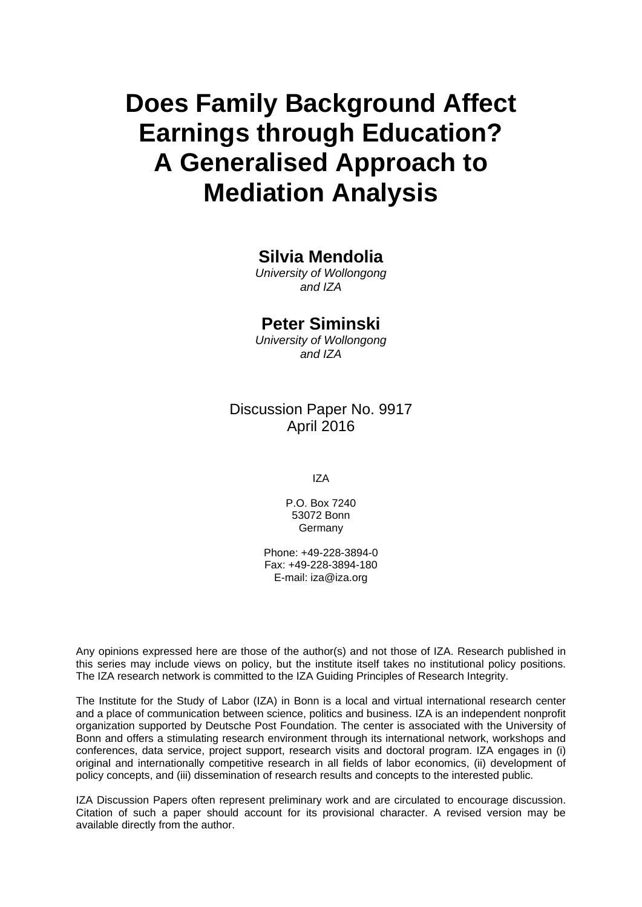# Does Family Background Affect Earnings through Education? A Generalised Approach to Mediation Analysis

**Silvia Mendolia**
*University of Wollongong and IZA*

**Peter Siminski**
*University of Wollongong and IZA*

Discussion Paper No. 9917
April 2016

IZA

P.O. Box 7240
53072 Bonn
Germany

Phone: +49-228-3894-0
Fax: +49-228-3894-180
E-mail: iza@iza.org

Any opinions expressed here are those of the author(s) and not those of IZA. Research published in this series may include views on policy, but the institute itself takes no institutional policy positions. The IZA research network is committed to the IZA Guiding Principles of Research Integrity.

The Institute for the Study of Labor (IZA) in Bonn is a local and virtual international research center and a place of communication between science, politics and business. IZA is an independent nonprofit organization supported by Deutsche Post Foundation. The center is associated with the University of Bonn and offers a stimulating research environment through its international network, workshops and conferences, data service, project support, research visits and doctoral program. IZA engages in (i) original and internationally competitive research in all fields of labor economics, (ii) development of policy concepts, and (iii) dissemination of research results and concepts to the interested public.

IZA Discussion Papers often represent preliminary work and are circulated to encourage discussion. Citation of such a paper should account for its provisional character. A revised version may be available directly from the author.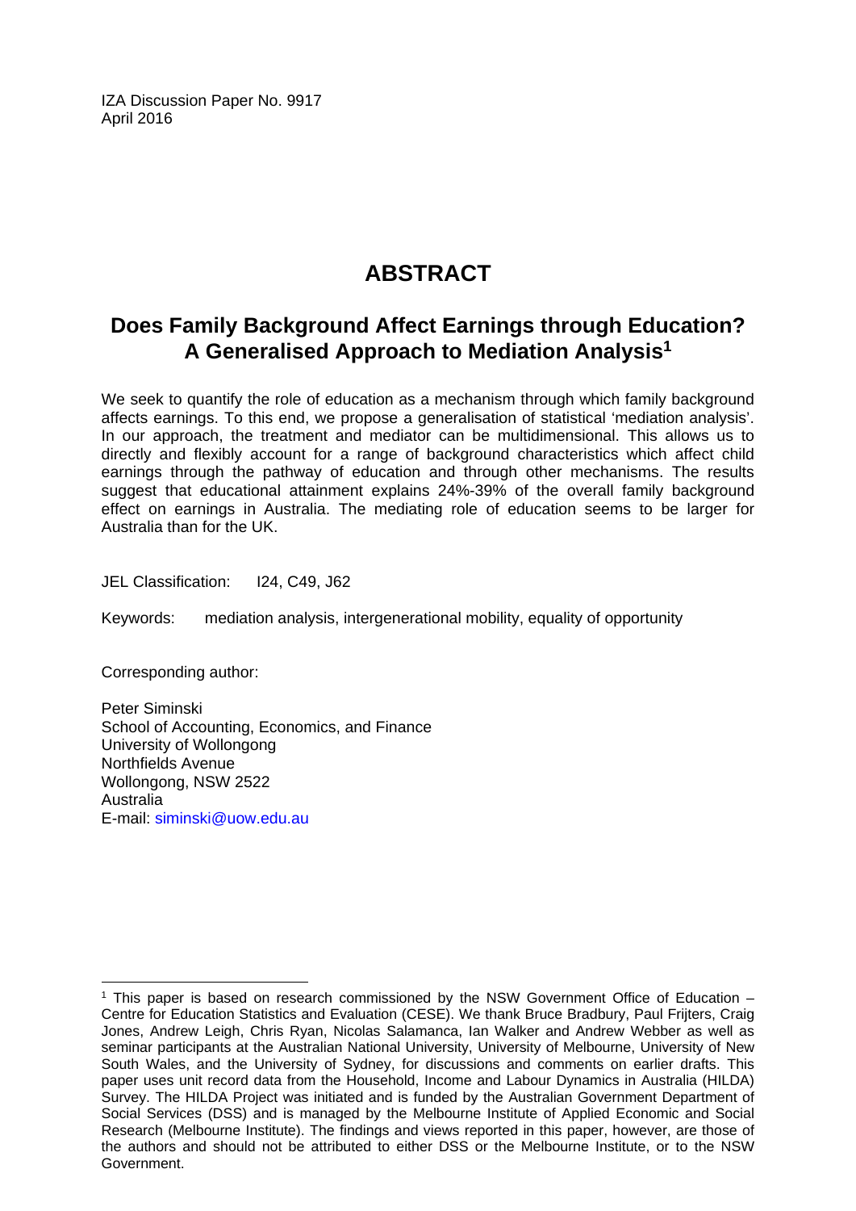IZA Discussion Paper No. 9917
April 2016

# ABSTRACT

## Does Family Background Affect Earnings through Education? A Generalised Approach to Mediation Analysis[1]

We seek to quantify the role of education as a mechanism through which family background affects earnings. To this end, we propose a generalisation of statistical 'mediation analysis'. In our approach, the treatment and mediator can be multidimensional. This allows us to directly and flexibly account for a range of background characteristics which affect child earnings through the pathway of education and through other mechanisms. The results suggest that educational attainment explains 24%-39% of the overall family background effect on earnings in Australia. The mediating role of education seems to be larger for Australia than for the UK.

JEL Classification: I24, C49, J62

Keywords: mediation analysis, intergenerational mobility, equality of opportunity

Corresponding author:

Peter Siminski
School of Accounting, Economics, and Finance
University of Wollongong
Northfields Avenue
Wollongong, NSW 2522
Australia
E-mail: siminski@uow.edu.au

---

[1] This paper is based on research commissioned by the NSW Government Office of Education – Centre for Education Statistics and Evaluation (CESE). We thank Bruce Bradbury, Paul Frijters, Craig Jones, Andrew Leigh, Chris Ryan, Nicolas Salamanca, Ian Walker and Andrew Webber as well as seminar participants at the Australian National University, University of Melbourne, University of New South Wales, and the University of Sydney, for discussions and comments on earlier drafts. This paper uses unit record data from the Household, Income and Labour Dynamics in Australia (HILDA) Survey. The HILDA Project was initiated and is funded by the Australian Government Department of Social Services (DSS) and is managed by the Melbourne Institute of Applied Economic and Social Research (Melbourne Institute). The findings and views reported in this paper, however, are those of the authors and should not be attributed to either DSS or the Melbourne Institute, or to the NSW Government.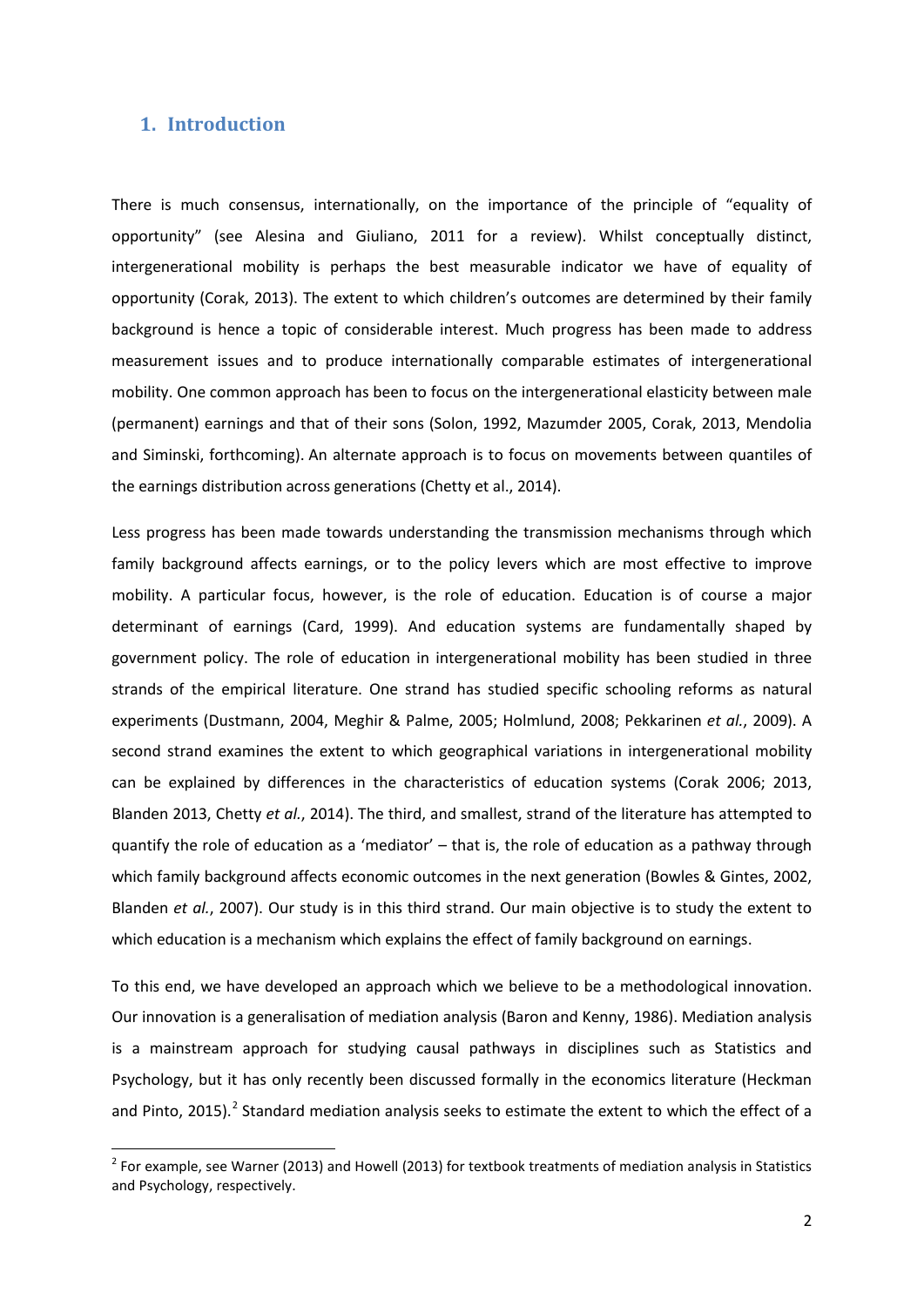## 1. Introduction

There is much consensus, internationally, on the importance of the principle of "equality of opportunity" (see Alesina and Giuliano, 2011 for a review). Whilst conceptually distinct, intergenerational mobility is perhaps the best measurable indicator we have of equality of opportunity (Corak, 2013). The extent to which children's outcomes are determined by their family background is hence a topic of considerable interest. Much progress has been made to address measurement issues and to produce internationally comparable estimates of intergenerational mobility. One common approach has been to focus on the intergenerational elasticity between male (permanent) earnings and that of their sons (Solon, 1992, Mazumder 2005, Corak, 2013, Mendolia and Siminski, forthcoming). An alternate approach is to focus on movements between quantiles of the earnings distribution across generations (Chetty et al., 2014).

Less progress has been made towards understanding the transmission mechanisms through which family background affects earnings, or to the policy levers which are most effective to improve mobility. A particular focus, however, is the role of education. Education is of course a major determinant of earnings (Card, 1999). And education systems are fundamentally shaped by government policy. The role of education in intergenerational mobility has been studied in three strands of the empirical literature. One strand has studied specific schooling reforms as natural experiments (Dustmann, 2004, Meghir & Palme, 2005; Holmlund, 2008; Pekkarinen *et al.*, 2009). A second strand examines the extent to which geographical variations in intergenerational mobility can be explained by differences in the characteristics of education systems (Corak 2006; 2013, Blanden 2013, Chetty *et al.*, 2014). The third, and smallest, strand of the literature has attempted to quantify the role of education as a 'mediator' – that is, the role of education as a pathway through which family background affects economic outcomes in the next generation (Bowles & Gintes, 2002, Blanden *et al.*, 2007). Our study is in this third strand. Our main objective is to study the extent to which education is a mechanism which explains the effect of family background on earnings.

To this end, we have developed an approach which we believe to be a methodological innovation. Our innovation is a generalisation of mediation analysis (Baron and Kenny, 1986). Mediation analysis is a mainstream approach for studying causal pathways in disciplines such as Statistics and Psychology, but it has only recently been discussed formally in the economics literature (Heckman and Pinto, 2015).[2] Standard mediation analysis seeks to estimate the extent to which the effect of a

[2] For example, see Warner (2013) and Howell (2013) for textbook treatments of mediation analysis in Statistics and Psychology, respectively.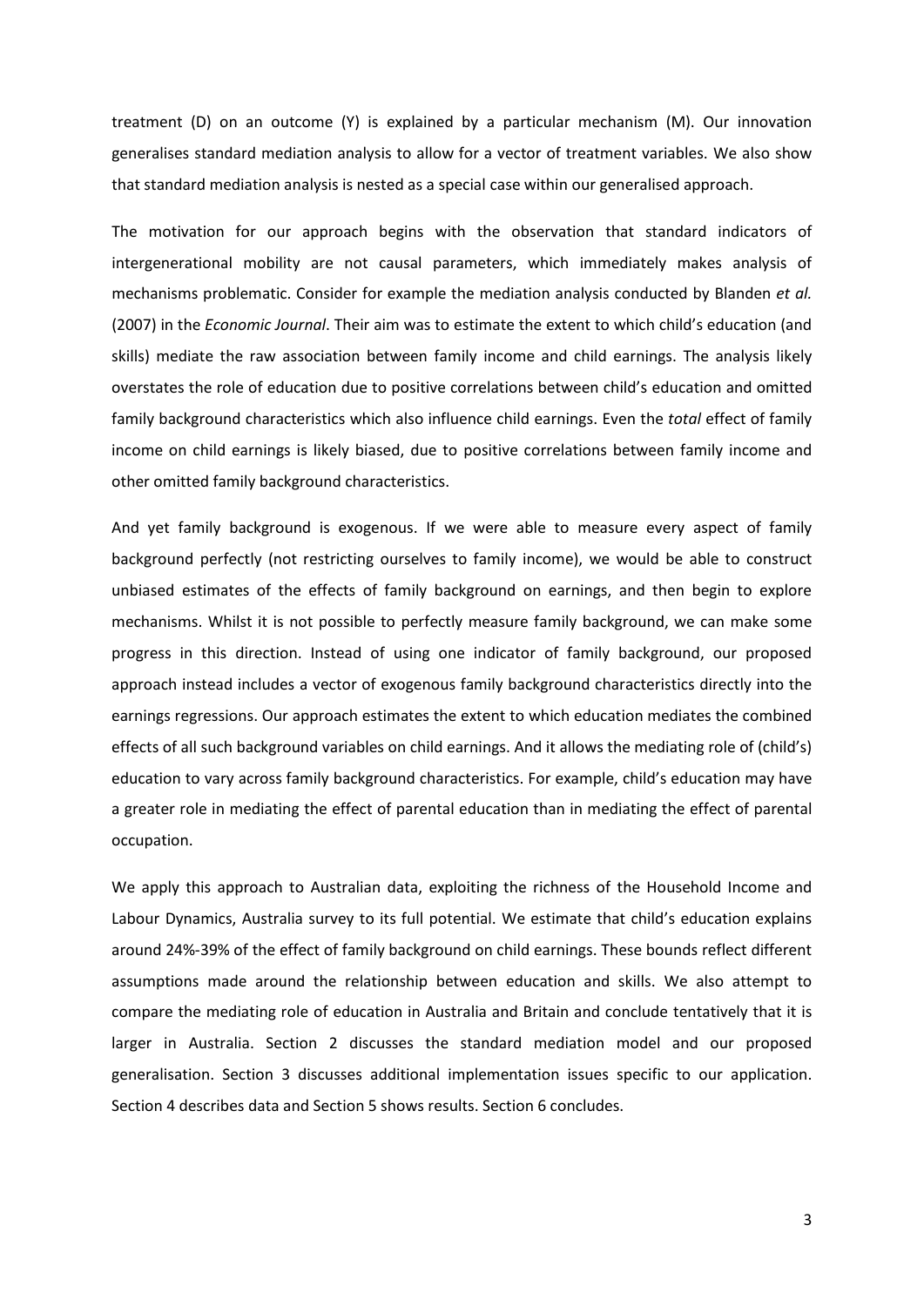treatment (D) on an outcome (Y) is explained by a particular mechanism (M). Our innovation generalises standard mediation analysis to allow for a vector of treatment variables. We also show that standard mediation analysis is nested as a special case within our generalised approach.

The motivation for our approach begins with the observation that standard indicators of intergenerational mobility are not causal parameters, which immediately makes analysis of mechanisms problematic. Consider for example the mediation analysis conducted by Blanden *et al.* (2007) in the *Economic Journal*. Their aim was to estimate the extent to which child's education (and skills) mediate the raw association between family income and child earnings. The analysis likely overstates the role of education due to positive correlations between child's education and omitted family background characteristics which also influence child earnings. Even the *total* effect of family income on child earnings is likely biased, due to positive correlations between family income and other omitted family background characteristics.

And yet family background is exogenous. If we were able to measure every aspect of family background perfectly (not restricting ourselves to family income), we would be able to construct unbiased estimates of the effects of family background on earnings, and then begin to explore mechanisms. Whilst it is not possible to perfectly measure family background, we can make some progress in this direction. Instead of using one indicator of family background, our proposed approach instead includes a vector of exogenous family background characteristics directly into the earnings regressions. Our approach estimates the extent to which education mediates the combined effects of all such background variables on child earnings. And it allows the mediating role of (child's) education to vary across family background characteristics. For example, child's education may have a greater role in mediating the effect of parental education than in mediating the effect of parental occupation.

We apply this approach to Australian data, exploiting the richness of the Household Income and Labour Dynamics, Australia survey to its full potential. We estimate that child's education explains around 24%-39% of the effect of family background on child earnings. These bounds reflect different assumptions made around the relationship between education and skills. We also attempt to compare the mediating role of education in Australia and Britain and conclude tentatively that it is larger in Australia. Section 2 discusses the standard mediation model and our proposed generalisation. Section 3 discusses additional implementation issues specific to our application. Section 4 describes data and Section 5 shows results. Section 6 concludes.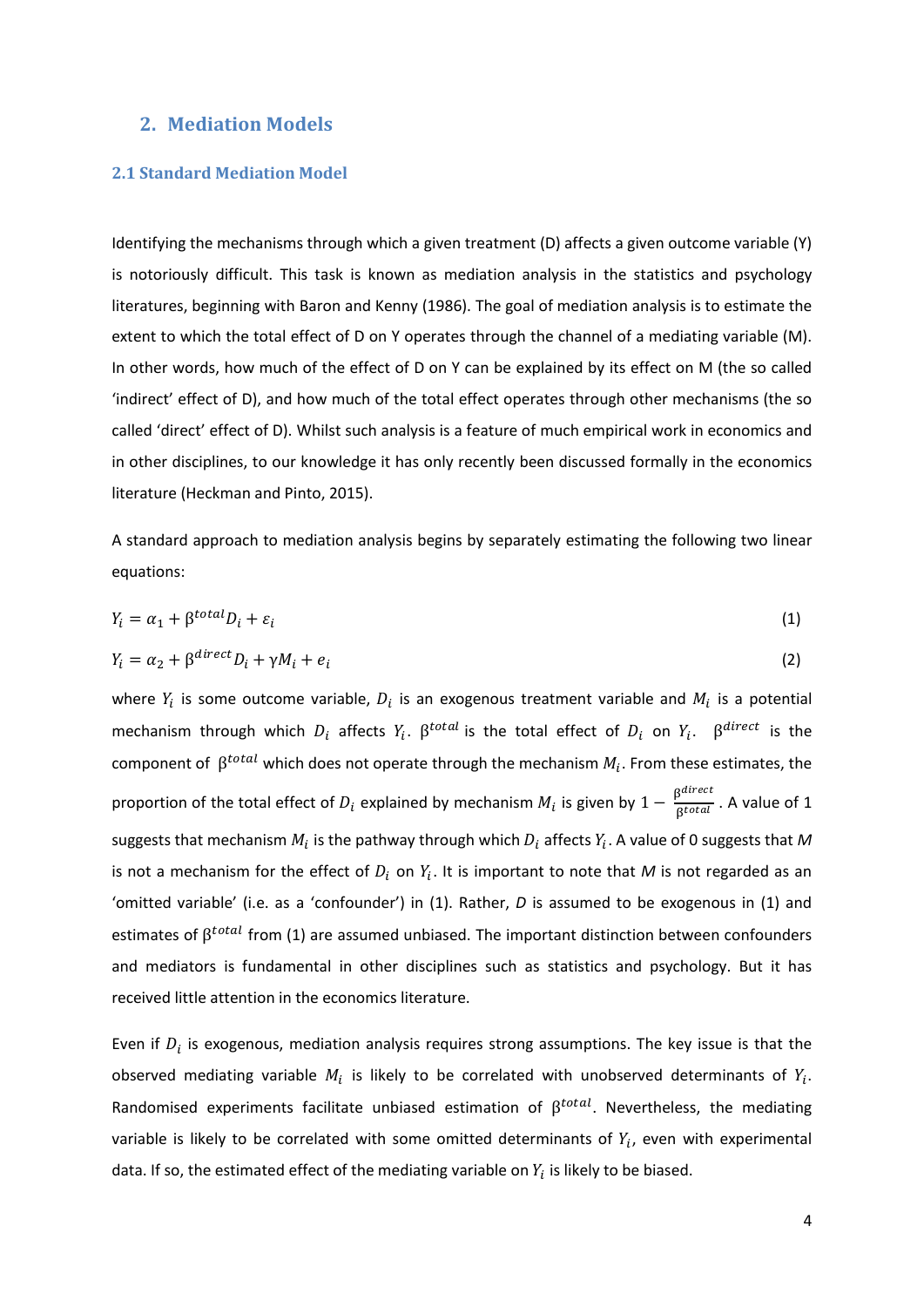## 2. Mediation Models

### 2.1 Standard Mediation Model

Identifying the mechanisms through which a given treatment (D) affects a given outcome variable (Y) is notoriously difficult. This task is known as mediation analysis in the statistics and psychology literatures, beginning with Baron and Kenny (1986). The goal of mediation analysis is to estimate the extent to which the total effect of D on Y operates through the channel of a mediating variable (M). In other words, how much of the effect of D on Y can be explained by its effect on M (the so called 'indirect' effect of D), and how much of the total effect operates through other mechanisms (the so called 'direct' effect of D). Whilst such analysis is a feature of much empirical work in economics and in other disciplines, to our knowledge it has only recently been discussed formally in the economics literature (Heckman and Pinto, 2015).

A standard approach to mediation analysis begins by separately estimating the following two linear equations:

$$Y_i = \alpha_1 + \beta^{total} D_i + \varepsilon_i \tag{1}$$

$$Y_i = \alpha_2 + \beta^{direct} D_i + \gamma M_i + e_i \tag{2}$$

where $Y_i$ is some outcome variable, $D_i$ is an exogenous treatment variable and $M_i$ is a potential mechanism through which $D_i$ affects $Y_i$. $\beta^{total}$ is the total effect of $D_i$ on $Y_i$. $\beta^{direct}$ is the component of $\beta^{total}$ which does not operate through the mechanism $M_i$. From these estimates, the proportion of the total effect of $D_i$ explained by mechanism $M_i$ is given by $1 - \frac{\beta^{direct}}{\beta^{total}}$. A value of 1 suggests that mechanism $M_i$ is the pathway through which $D_i$ affects $Y_i$. A value of 0 suggests that *M* is not a mechanism for the effect of $D_i$ on $Y_i$. It is important to note that *M* is not regarded as an 'omitted variable' (i.e. as a 'confounder') in (1). Rather, *D* is assumed to be exogenous in (1) and estimates of $\beta^{total}$ from (1) are assumed unbiased. The important distinction between confounders and mediators is fundamental in other disciplines such as statistics and psychology. But it has received little attention in the economics literature.

Even if $D_i$ is exogenous, mediation analysis requires strong assumptions. The key issue is that the observed mediating variable $M_i$ is likely to be correlated with unobserved determinants of $Y_i$. Randomised experiments facilitate unbiased estimation of $\beta^{total}$. Nevertheless, the mediating variable is likely to be correlated with some omitted determinants of $Y_i$, even with experimental data. If so, the estimated effect of the mediating variable on $Y_i$ is likely to be biased.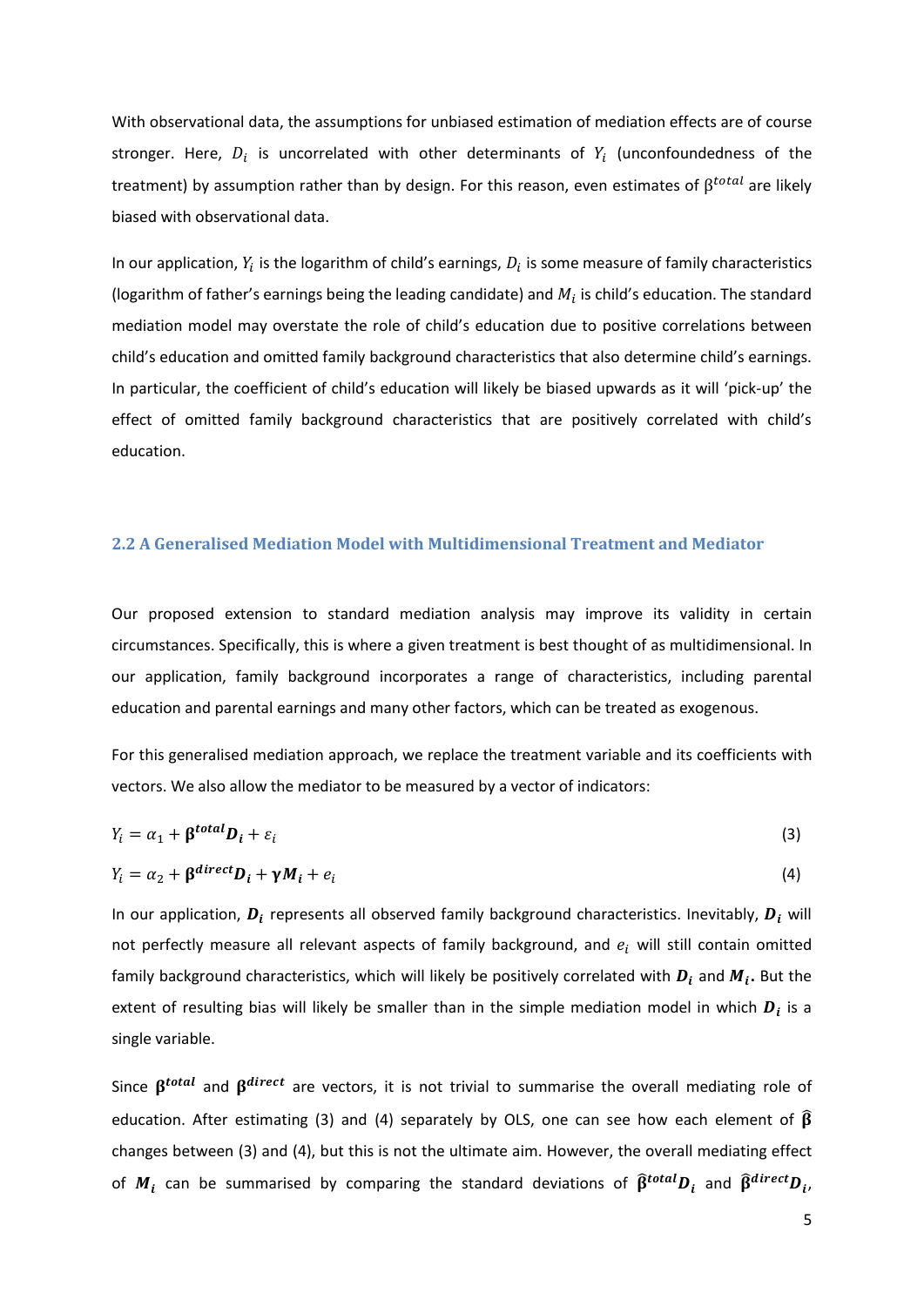With observational data, the assumptions for unbiased estimation of mediation effects are of course stronger. Here, $D_i$ is uncorrelated with other determinants of $Y_i$ (unconfoundedness of the treatment) by assumption rather than by design. For this reason, even estimates of $\beta^{total}$ are likely biased with observational data.

In our application, $Y_i$ is the logarithm of child's earnings, $D_i$ is some measure of family characteristics (logarithm of father's earnings being the leading candidate) and $M_i$ is child's education. The standard mediation model may overstate the role of child's education due to positive correlations between child's education and omitted family background characteristics that also determine child's earnings. In particular, the coefficient of child's education will likely be biased upwards as it will 'pick-up' the effect of omitted family background characteristics that are positively correlated with child's education.

## 2.2 A Generalised Mediation Model with Multidimensional Treatment and Mediator

Our proposed extension to standard mediation analysis may improve its validity in certain circumstances. Specifically, this is where a given treatment is best thought of as multidimensional. In our application, family background incorporates a range of characteristics, including parental education and parental earnings and many other factors, which can be treated as exogenous.

For this generalised mediation approach, we replace the treatment variable and its coefficients with vectors. We also allow the mediator to be measured by a vector of indicators:

$$Y_i = \alpha_1 + \boldsymbol{\beta}^{\boldsymbol{total}}\boldsymbol{D_i} + \varepsilon_i \tag{3}$$

$$Y_i = \alpha_2 + \boldsymbol{\beta}^{\boldsymbol{direct}}\boldsymbol{D_i} + \boldsymbol{\gamma}\boldsymbol{M_i} + e_i \tag{4}$$

In our application, $\boldsymbol{D_i}$ represents all observed family background characteristics. Inevitably, $\boldsymbol{D_i}$ will not perfectly measure all relevant aspects of family background, and $e_i$ will still contain omitted family background characteristics, which will likely be positively correlated with $\boldsymbol{D_i}$ and $\boldsymbol{M_i}$**.** But the extent of resulting bias will likely be smaller than in the simple mediation model in which $\boldsymbol{D_i}$ is a single variable.

Since $\boldsymbol{\beta}^{\boldsymbol{total}}$ and $\boldsymbol{\beta}^{\boldsymbol{direct}}$ are vectors, it is not trivial to summarise the overall mediating role of education. After estimating (3) and (4) separately by OLS, one can see how each element of $\widehat{\boldsymbol{\beta}}$ changes between (3) and (4), but this is not the ultimate aim. However, the overall mediating effect of $\boldsymbol{M_i}$ can be summarised by comparing the standard deviations of $\widehat{\boldsymbol{\beta}}^{\boldsymbol{total}}\boldsymbol{D_i}$ and $\widehat{\boldsymbol{\beta}}^{\boldsymbol{direct}}\boldsymbol{D_i}$,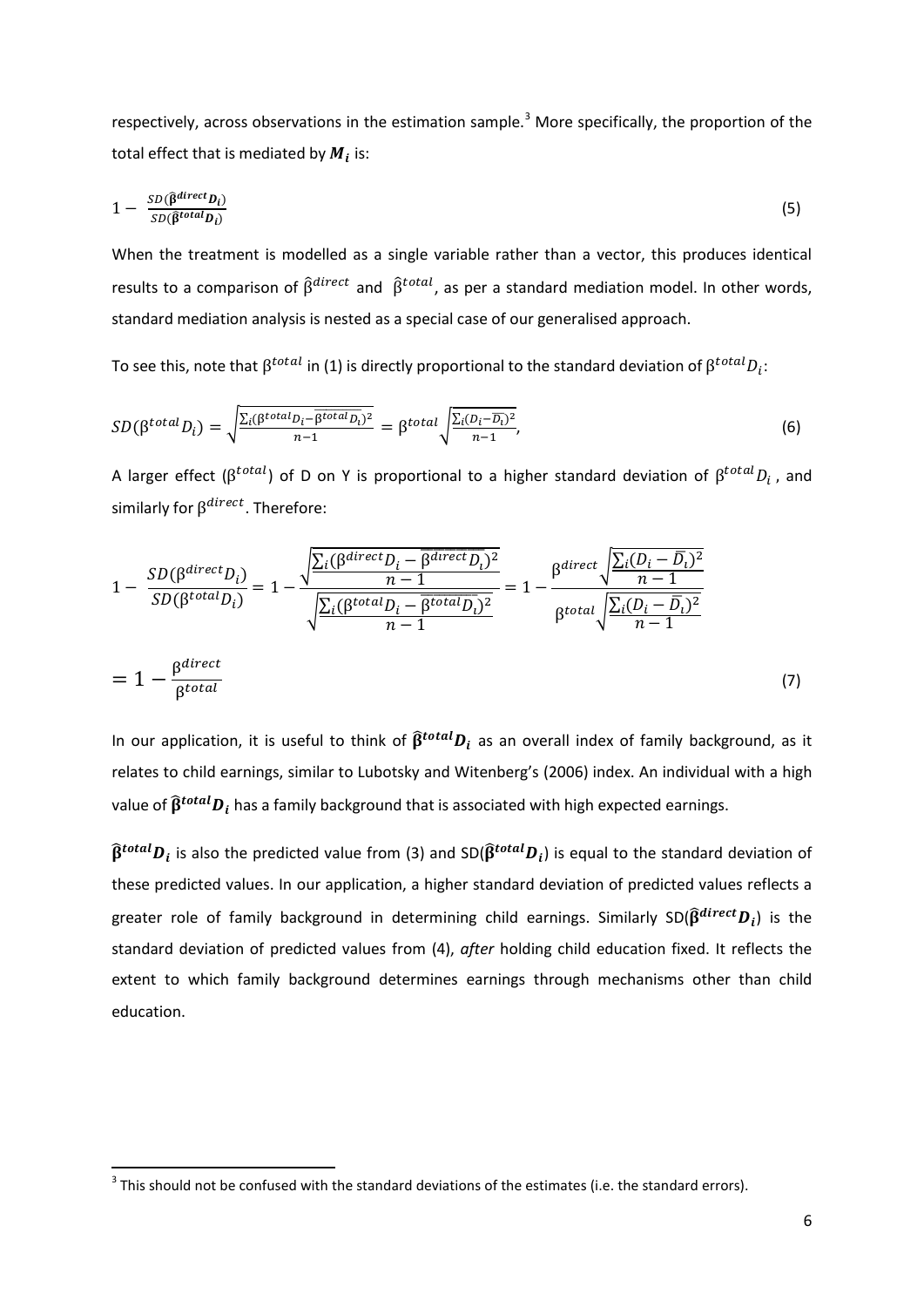respectively, across observations in the estimation sample.[3] More specifically, the proportion of the total effect that is mediated by $\boldsymbol{M_i}$ is:

$$1 - \frac{SD(\hat{\boldsymbol{\beta}}^{direct}\boldsymbol{D_i})}{SD(\hat{\boldsymbol{\beta}}^{total}\boldsymbol{D_i})} \tag{5}$$

When the treatment is modelled as a single variable rather than a vector, this produces identical results to a comparison of $\hat{\beta}^{direct}$ and $\hat{\beta}^{total}$, as per a standard mediation model. In other words, standard mediation analysis is nested as a special case of our generalised approach.

To see this, note that $\beta^{total}$ in (1) is directly proportional to the standard deviation of $\beta^{total}D_i$:

$$SD(\beta^{total}D_i) = \sqrt{\frac{\sum_i(\beta^{total}D_i - \overline{\beta^{total}D_i})^2}{n-1}} = \beta^{total}\sqrt{\frac{\sum_i(D_i - \overline{D_i})^2}{n-1}}, \tag{6}$$

A larger effect ($\beta^{total}$) of D on Y is proportional to a higher standard deviation of $\beta^{total}D_i$, and similarly for $\beta^{direct}$. Therefore:

$$1 - \frac{SD(\beta^{direct}D_i)}{SD(\beta^{total}D_i)} = 1 - \frac{\sqrt{\frac{\sum_i(\beta^{direct}D_i - \overline{\beta^{direct}D_i})^2}{n-1}}}{\sqrt{\frac{\sum_i(\beta^{total}D_i - \overline{\beta^{total}D_i})^2}{n-1}}} = 1 - \frac{\beta^{direct}\sqrt{\frac{\sum_i(D_i - \overline{D_i})^2}{n-1}}}{\beta^{total}\sqrt{\frac{\sum_i(D_i - \overline{D_i})^2}{n-1}}}$$

$$= 1 - \frac{\beta^{direct}}{\beta^{total}} \tag{7}$$

In our application, it is useful to think of $\hat{\boldsymbol{\beta}}^{total}\boldsymbol{D_i}$ as an overall index of family background, as it relates to child earnings, similar to Lubotsky and Witenberg's (2006) index. An individual with a high value of $\hat{\boldsymbol{\beta}}^{total}\boldsymbol{D_i}$ has a family background that is associated with high expected earnings.

$\hat{\boldsymbol{\beta}}^{total}\boldsymbol{D_i}$ is also the predicted value from (3) and SD($\hat{\boldsymbol{\beta}}^{total}\boldsymbol{D_i}$) is equal to the standard deviation of these predicted values. In our application, a higher standard deviation of predicted values reflects a greater role of family background in determining child earnings. Similarly SD($\hat{\boldsymbol{\beta}}^{direct}\boldsymbol{D_i}$) is the standard deviation of predicted values from (4), *after* holding child education fixed. It reflects the extent to which family background determines earnings through mechanisms other than child education.

[3] This should not be confused with the standard deviations of the estimates (i.e. the standard errors).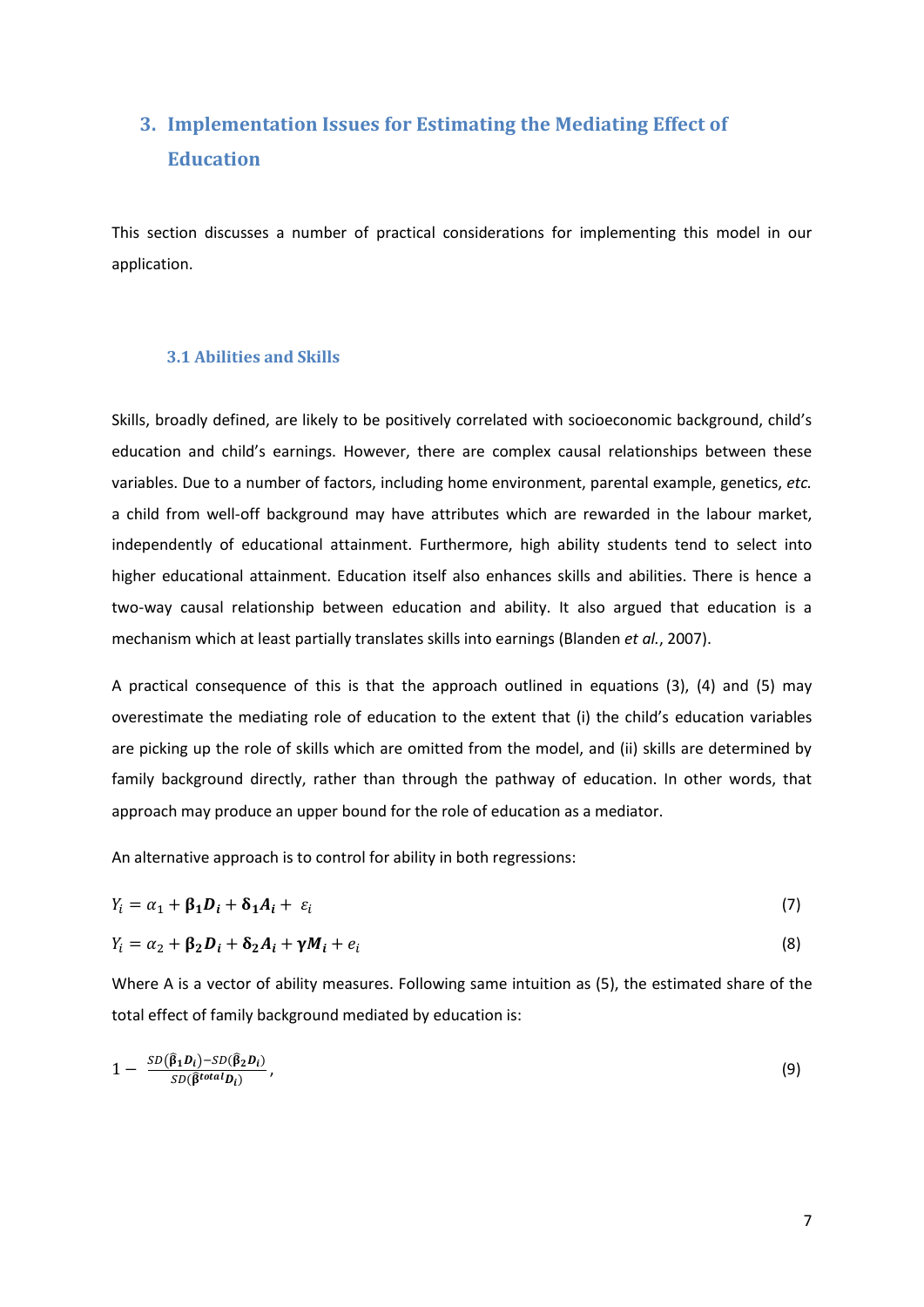## 3. Implementation Issues for Estimating the Mediating Effect of Education

This section discusses a number of practical considerations for implementing this model in our application.

### 3.1 Abilities and Skills

Skills, broadly defined, are likely to be positively correlated with socioeconomic background, child's education and child's earnings. However, there are complex causal relationships between these variables. Due to a number of factors, including home environment, parental example, genetics, *etc.* a child from well-off background may have attributes which are rewarded in the labour market, independently of educational attainment. Furthermore, high ability students tend to select into higher educational attainment. Education itself also enhances skills and abilities. There is hence a two-way causal relationship between education and ability. It also argued that education is a mechanism which at least partially translates skills into earnings (Blanden *et al.*, 2007).

A practical consequence of this is that the approach outlined in equations (3), (4) and (5) may overestimate the mediating role of education to the extent that (i) the child's education variables are picking up the role of skills which are omitted from the model, and (ii) skills are determined by family background directly, rather than through the pathway of education. In other words, that approach may produce an upper bound for the role of education as a mediator.

An alternative approach is to control for ability in both regressions:

$$Y_i = \alpha_1 + \boldsymbol{\beta_1 D_i} + \boldsymbol{\delta_1 A_i} + \varepsilon_i \tag{7}$$

$$Y_i = \alpha_2 + \boldsymbol{\beta_2 D_i} + \boldsymbol{\delta_2 A_i} + \boldsymbol{\gamma M_i} + e_i \tag{8}$$

Where A is a vector of ability measures. Following same intuition as (5), the estimated share of the total effect of family background mediated by education is:

$$1 - \frac{SD(\hat{\boldsymbol{\beta}}_1 \boldsymbol{D_i}) - SD(\hat{\boldsymbol{\beta}}_2 \boldsymbol{D_i})}{SD(\hat{\boldsymbol{\beta}}^{total} \boldsymbol{D_i})}, \tag{9}$$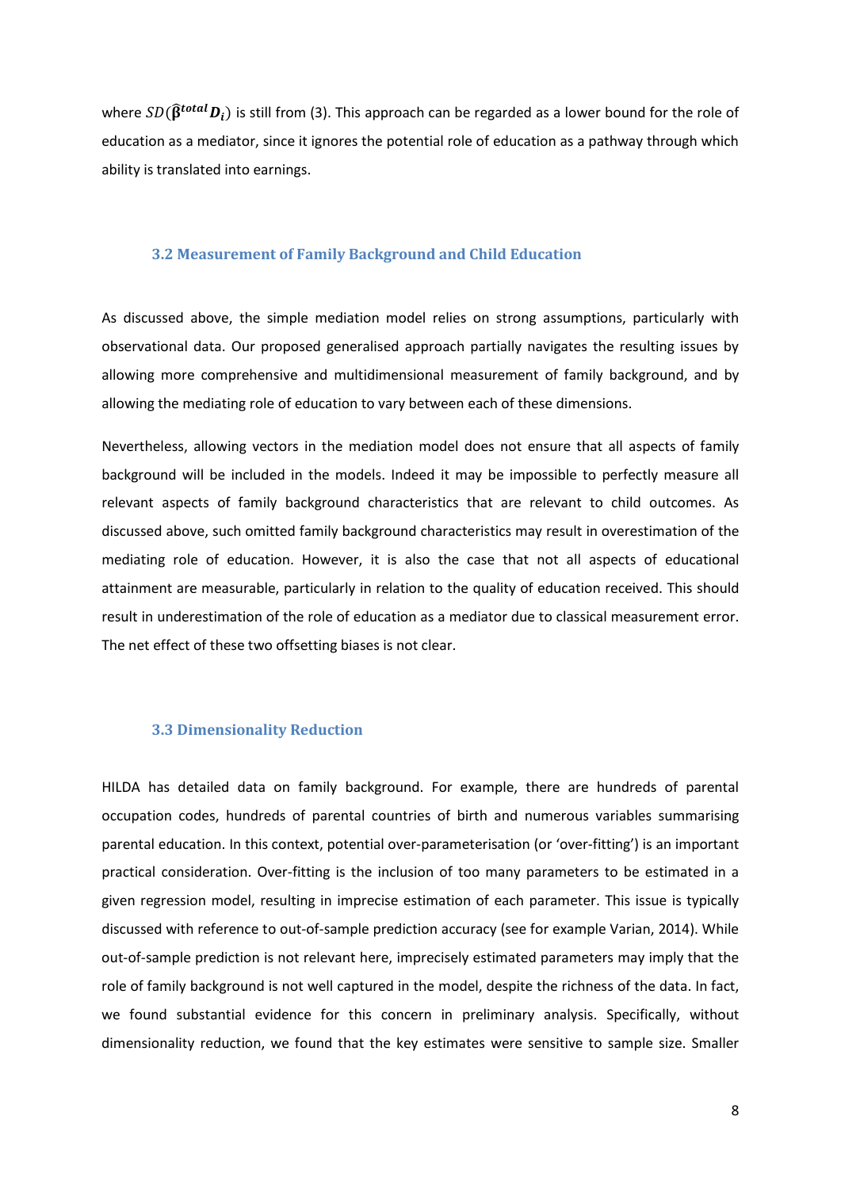where $SD(\hat{\boldsymbol{\beta}}^{total}\boldsymbol{D}_i)$ is still from (3). This approach can be regarded as a lower bound for the role of education as a mediator, since it ignores the potential role of education as a pathway through which ability is translated into earnings.

### 3.2 Measurement of Family Background and Child Education

As discussed above, the simple mediation model relies on strong assumptions, particularly with observational data. Our proposed generalised approach partially navigates the resulting issues by allowing more comprehensive and multidimensional measurement of family background, and by allowing the mediating role of education to vary between each of these dimensions.

Nevertheless, allowing vectors in the mediation model does not ensure that all aspects of family background will be included in the models. Indeed it may be impossible to perfectly measure all relevant aspects of family background characteristics that are relevant to child outcomes. As discussed above, such omitted family background characteristics may result in overestimation of the mediating role of education. However, it is also the case that not all aspects of educational attainment are measurable, particularly in relation to the quality of education received. This should result in underestimation of the role of education as a mediator due to classical measurement error. The net effect of these two offsetting biases is not clear.

### 3.3 Dimensionality Reduction

HILDA has detailed data on family background. For example, there are hundreds of parental occupation codes, hundreds of parental countries of birth and numerous variables summarising parental education. In this context, potential over-parameterisation (or 'over-fitting') is an important practical consideration. Over-fitting is the inclusion of too many parameters to be estimated in a given regression model, resulting in imprecise estimation of each parameter. This issue is typically discussed with reference to out-of-sample prediction accuracy (see for example Varian, 2014). While out-of-sample prediction is not relevant here, imprecisely estimated parameters may imply that the role of family background is not well captured in the model, despite the richness of the data. In fact, we found substantial evidence for this concern in preliminary analysis. Specifically, without dimensionality reduction, we found that the key estimates were sensitive to sample size. Smaller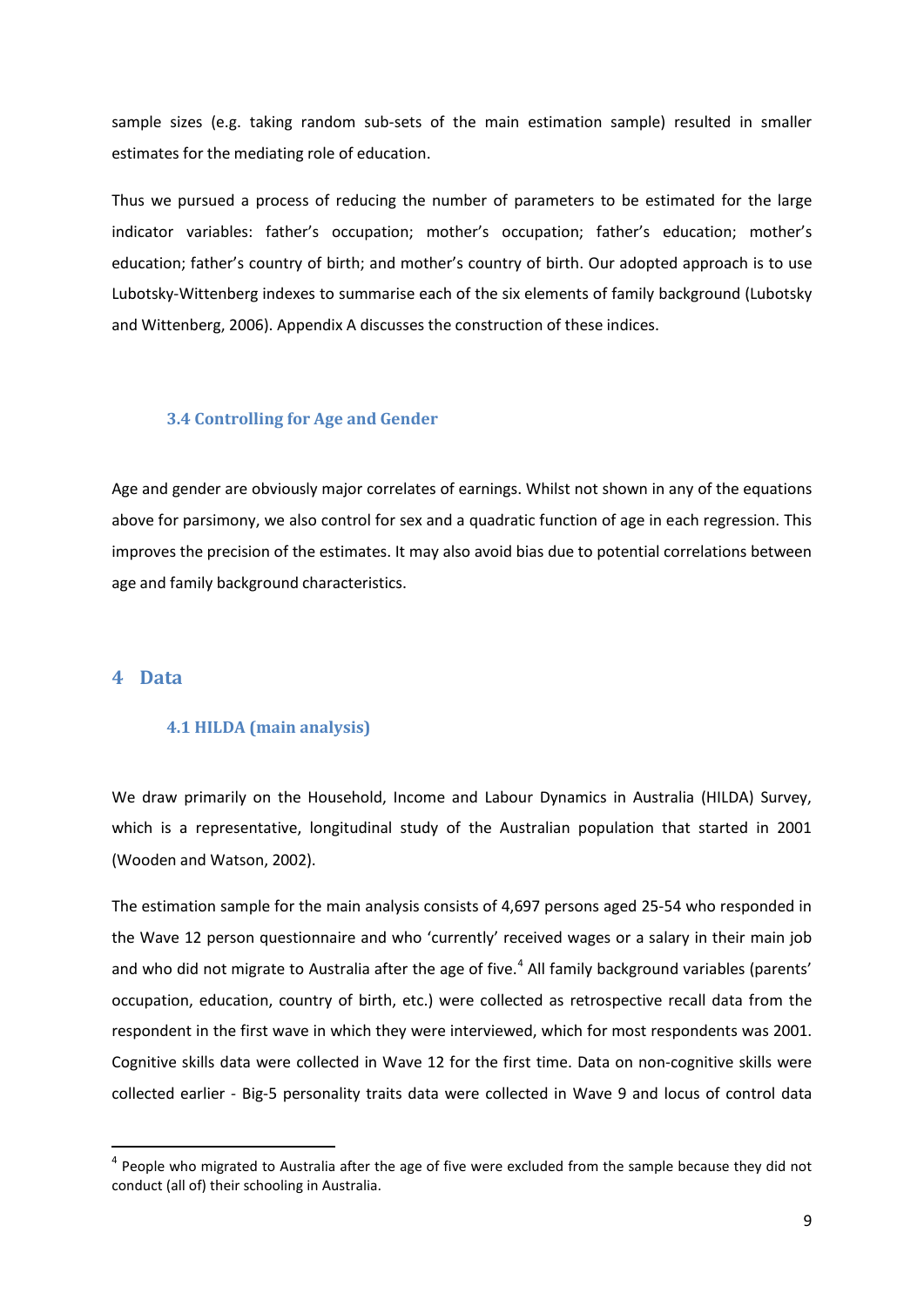sample sizes (e.g. taking random sub-sets of the main estimation sample) resulted in smaller estimates for the mediating role of education.

Thus we pursued a process of reducing the number of parameters to be estimated for the large indicator variables: father's occupation; mother's occupation; father's education; mother's education; father's country of birth; and mother's country of birth. Our adopted approach is to use Lubotsky-Wittenberg indexes to summarise each of the six elements of family background (Lubotsky and Wittenberg, 2006). Appendix A discusses the construction of these indices.

### 3.4 Controlling for Age and Gender

Age and gender are obviously major correlates of earnings. Whilst not shown in any of the equations above for parsimony, we also control for sex and a quadratic function of age in each regression. This improves the precision of the estimates. It may also avoid bias due to potential correlations between age and family background characteristics.

## 4 Data

### 4.1 HILDA (main analysis)

We draw primarily on the Household, Income and Labour Dynamics in Australia (HILDA) Survey, which is a representative, longitudinal study of the Australian population that started in 2001 (Wooden and Watson, 2002).

The estimation sample for the main analysis consists of 4,697 persons aged 25-54 who responded in the Wave 12 person questionnaire and who 'currently' received wages or a salary in their main job and who did not migrate to Australia after the age of five.[4] All family background variables (parents' occupation, education, country of birth, etc.) were collected as retrospective recall data from the respondent in the first wave in which they were interviewed, which for most respondents was 2001. Cognitive skills data were collected in Wave 12 for the first time. Data on non-cognitive skills were collected earlier - Big-5 personality traits data were collected in Wave 9 and locus of control data

[4] People who migrated to Australia after the age of five were excluded from the sample because they did not conduct (all of) their schooling in Australia.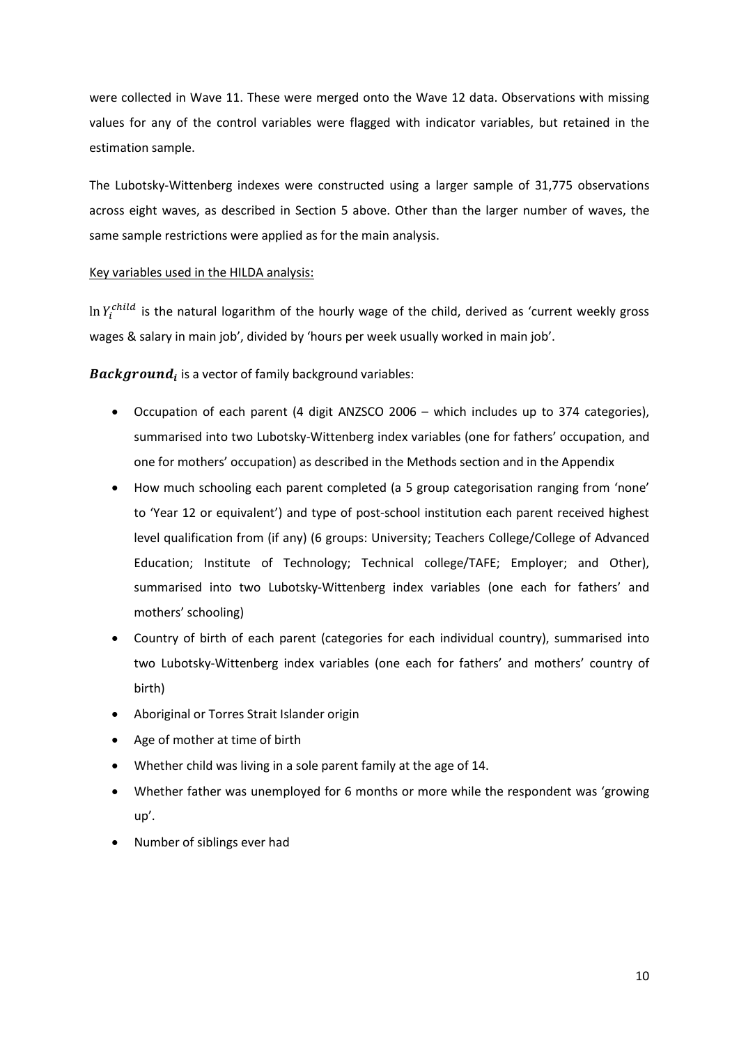were collected in Wave 11. These were merged onto the Wave 12 data. Observations with missing values for any of the control variables were flagged with indicator variables, but retained in the estimation sample.

The Lubotsky-Wittenberg indexes were constructed using a larger sample of 31,775 observations across eight waves, as described in Section 5 above. Other than the larger number of waves, the same sample restrictions were applied as for the main analysis.

Key variables used in the HILDA analysis:

$\ln Y_i^{child}$ is the natural logarithm of the hourly wage of the child, derived as 'current weekly gross wages & salary in main job', divided by 'hours per week usually worked in main job'.

$\boldsymbol{Background_i}$ is a vector of family background variables:

- Occupation of each parent (4 digit ANZSCO 2006 – which includes up to 374 categories), summarised into two Lubotsky-Wittenberg index variables (one for fathers' occupation, and one for mothers' occupation) as described in the Methods section and in the Appendix
- How much schooling each parent completed (a 5 group categorisation ranging from 'none' to 'Year 12 or equivalent') and type of post-school institution each parent received highest level qualification from (if any) (6 groups: University; Teachers College/College of Advanced Education; Institute of Technology; Technical college/TAFE; Employer; and Other), summarised into two Lubotsky-Wittenberg index variables (one each for fathers' and mothers' schooling)
- Country of birth of each parent (categories for each individual country), summarised into two Lubotsky-Wittenberg index variables (one each for fathers' and mothers' country of birth)
- Aboriginal or Torres Strait Islander origin
- Age of mother at time of birth
- Whether child was living in a sole parent family at the age of 14.
- Whether father was unemployed for 6 months or more while the respondent was 'growing up'.
- Number of siblings ever had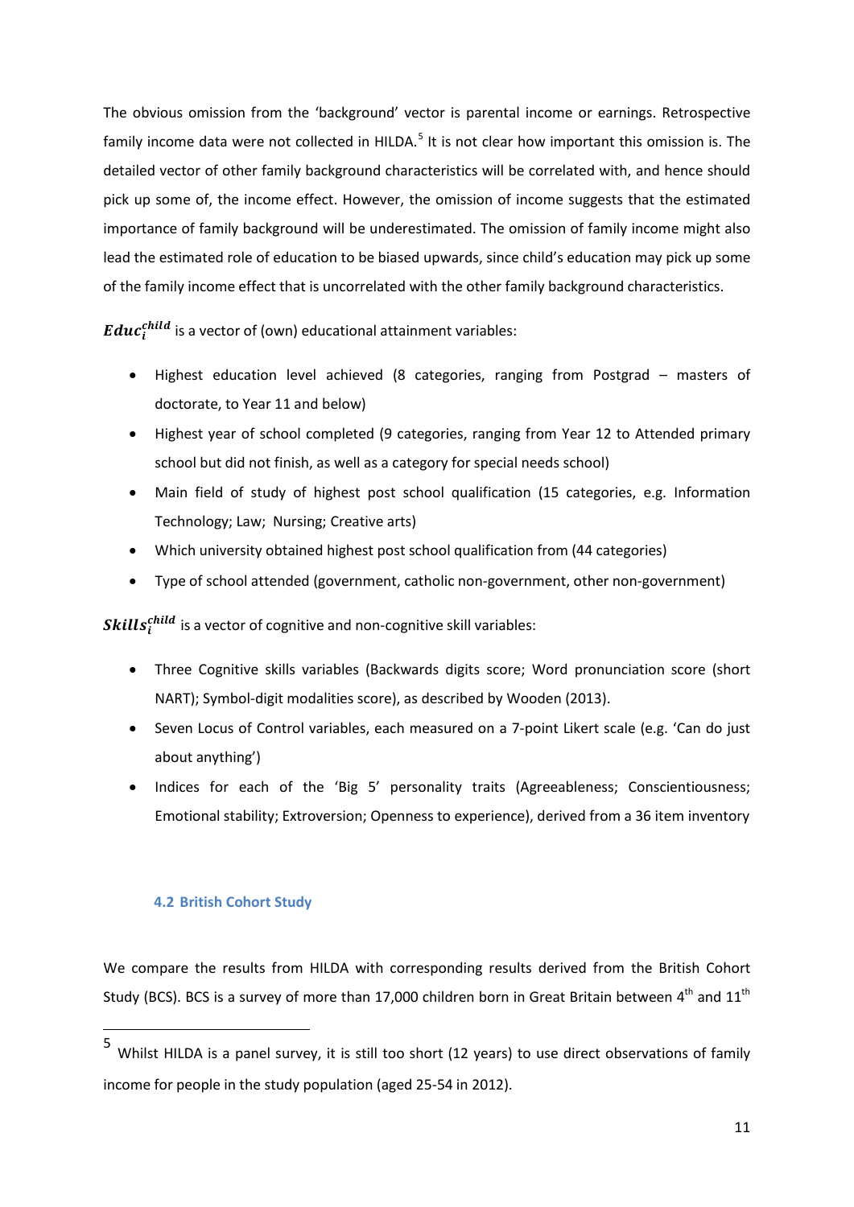The obvious omission from the 'background' vector is parental income or earnings. Retrospective family income data were not collected in HILDA.[5] It is not clear how important this omission is. The detailed vector of other family background characteristics will be correlated with, and hence should pick up some of, the income effect. However, the omission of income suggests that the estimated importance of family background will be underestimated. The omission of family income might also lead the estimated role of education to be biased upwards, since child's education may pick up some of the family income effect that is uncorrelated with the other family background characteristics.

$\boldsymbol{Educ_i^{child}}$ is a vector of (own) educational attainment variables:

- Highest education level achieved (8 categories, ranging from Postgrad – masters of doctorate, to Year 11 and below)
- Highest year of school completed (9 categories, ranging from Year 12 to Attended primary school but did not finish, as well as a category for special needs school)
- Main field of study of highest post school qualification (15 categories, e.g. Information Technology; Law; Nursing; Creative arts)
- Which university obtained highest post school qualification from (44 categories)
- Type of school attended (government, catholic non-government, other non-government)

$\boldsymbol{Skills_i^{child}}$ is a vector of cognitive and non-cognitive skill variables:

- Three Cognitive skills variables (Backwards digits score; Word pronunciation score (short NART); Symbol-digit modalities score), as described by Wooden (2013).
- Seven Locus of Control variables, each measured on a 7-point Likert scale (e.g. 'Can do just about anything')
- Indices for each of the 'Big 5' personality traits (Agreeableness; Conscientiousness; Emotional stability; Extroversion; Openness to experience), derived from a 36 item inventory

### 4.2 British Cohort Study

We compare the results from HILDA with corresponding results derived from the British Cohort Study (BCS). BCS is a survey of more than 17,000 children born in Great Britain between 4th and 11th

---

[5] Whilst HILDA is a panel survey, it is still too short (12 years) to use direct observations of family income for people in the study population (aged 25-54 in 2012).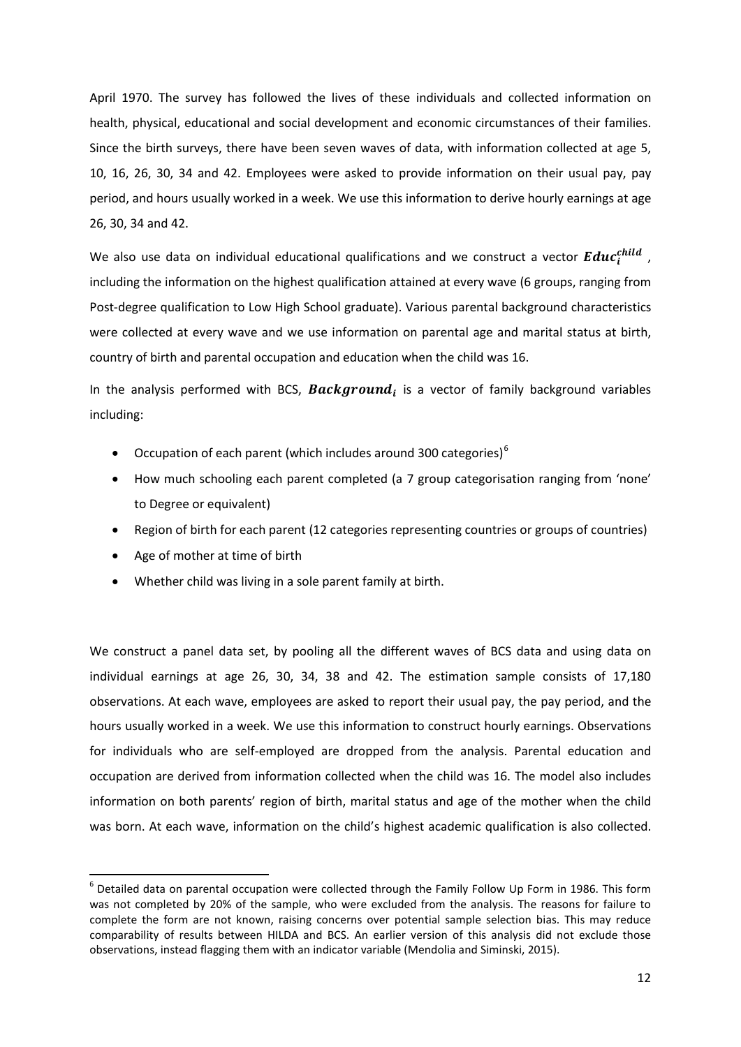April 1970. The survey has followed the lives of these individuals and collected information on health, physical, educational and social development and economic circumstances of their families. Since the birth surveys, there have been seven waves of data, with information collected at age 5, 10, 16, 26, 30, 34 and 42. Employees were asked to provide information on their usual pay, pay period, and hours usually worked in a week. We use this information to derive hourly earnings at age 26, 30, 34 and 42.

We also use data on individual educational qualifications and we construct a vector $\boldsymbol{Educ_i^{child}}$, including the information on the highest qualification attained at every wave (6 groups, ranging from Post-degree qualification to Low High School graduate). Various parental background characteristics were collected at every wave and we use information on parental age and marital status at birth, country of birth and parental occupation and education when the child was 16.

In the analysis performed with BCS, $\boldsymbol{Background_i}$ is a vector of family background variables including:

- Occupation of each parent (which includes around 300 categories)[6]
- How much schooling each parent completed (a 7 group categorisation ranging from 'none' to Degree or equivalent)
- Region of birth for each parent (12 categories representing countries or groups of countries)
- Age of mother at time of birth
- Whether child was living in a sole parent family at birth.

We construct a panel data set, by pooling all the different waves of BCS data and using data on individual earnings at age 26, 30, 34, 38 and 42. The estimation sample consists of 17,180 observations. At each wave, employees are asked to report their usual pay, the pay period, and the hours usually worked in a week. We use this information to construct hourly earnings. Observations for individuals who are self-employed are dropped from the analysis. Parental education and occupation are derived from information collected when the child was 16. The model also includes information on both parents' region of birth, marital status and age of the mother when the child was born. At each wave, information on the child's highest academic qualification is also collected.

[6] Detailed data on parental occupation were collected through the Family Follow Up Form in 1986. This form was not completed by 20% of the sample, who were excluded from the analysis. The reasons for failure to complete the form are not known, raising concerns over potential sample selection bias. This may reduce comparability of results between HILDA and BCS. An earlier version of this analysis did not exclude those observations, instead flagging them with an indicator variable (Mendolia and Siminski, 2015).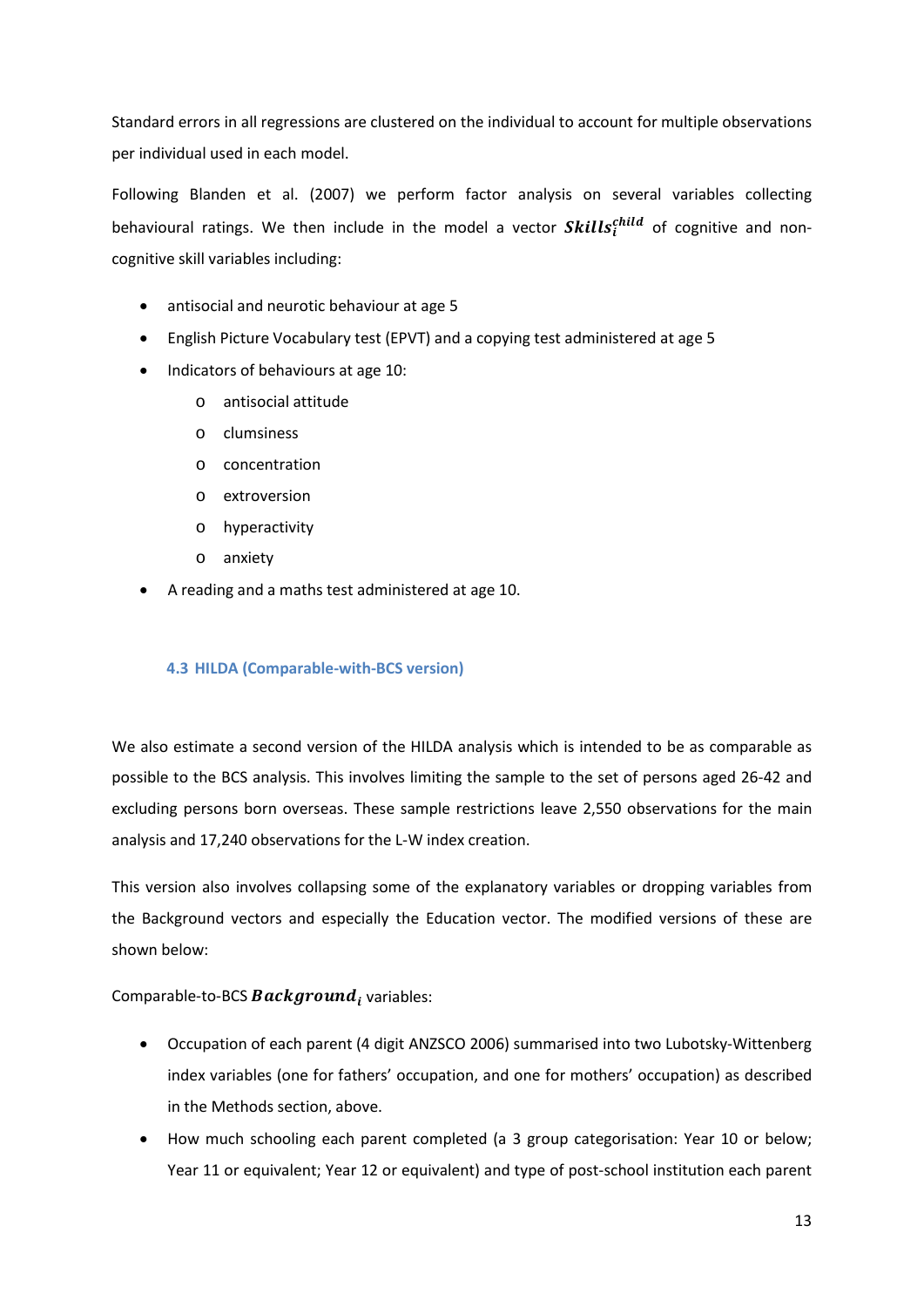Standard errors in all regressions are clustered on the individual to account for multiple observations per individual used in each model.

Following Blanden et al. (2007) we perform factor analysis on several variables collecting behavioural ratings. We then include in the model a vector $\boldsymbol{Skills}_i^{child}$ of cognitive and non-cognitive skill variables including:

- antisocial and neurotic behaviour at age 5
- English Picture Vocabulary test (EPVT) and a copying test administered at age 5
- Indicators of behaviours at age 10:
  - antisocial attitude
  - clumsiness
  - concentration
  - extroversion
  - hyperactivity
  - anxiety
- A reading and a maths test administered at age 10.

### 4.3 HILDA (Comparable-with-BCS version)

We also estimate a second version of the HILDA analysis which is intended to be as comparable as possible to the BCS analysis. This involves limiting the sample to the set of persons aged 26-42 and excluding persons born overseas. These sample restrictions leave 2,550 observations for the main analysis and 17,240 observations for the L-W index creation.

This version also involves collapsing some of the explanatory variables or dropping variables from the Background vectors and especially the Education vector. The modified versions of these are shown below:

Comparable-to-BCS $\boldsymbol{Background}_i$ variables:

- Occupation of each parent (4 digit ANZSCO 2006) summarised into two Lubotsky-Wittenberg index variables (one for fathers' occupation, and one for mothers' occupation) as described in the Methods section, above.
- How much schooling each parent completed (a 3 group categorisation: Year 10 or below; Year 11 or equivalent; Year 12 or equivalent) and type of post-school institution each parent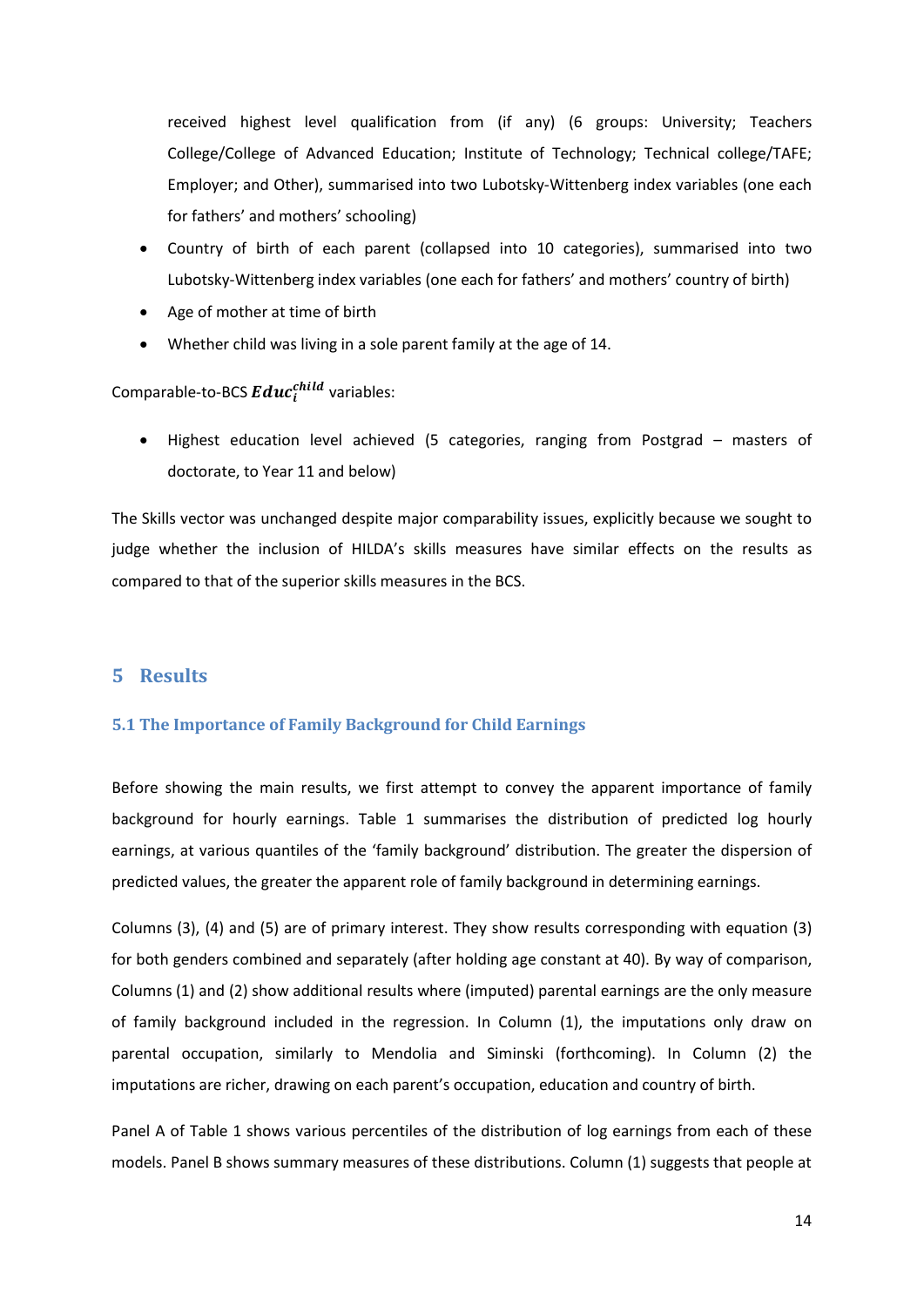received highest level qualification from (if any) (6 groups: University; Teachers College/College of Advanced Education; Institute of Technology; Technical college/TAFE; Employer; and Other), summarised into two Lubotsky-Wittenberg index variables (one each for fathers' and mothers' schooling)

- Country of birth of each parent (collapsed into 10 categories), summarised into two Lubotsky-Wittenberg index variables (one each for fathers' and mothers' country of birth)
- Age of mother at time of birth
- Whether child was living in a sole parent family at the age of 14.

Comparable-to-BCS $\boldsymbol{Educ_i^{child}}$ variables:

- Highest education level achieved (5 categories, ranging from Postgrad – masters of doctorate, to Year 11 and below)

The Skills vector was unchanged despite major comparability issues, explicitly because we sought to judge whether the inclusion of HILDA's skills measures have similar effects on the results as compared to that of the superior skills measures in the BCS.

# 5 Results

## 5.1 The Importance of Family Background for Child Earnings

Before showing the main results, we first attempt to convey the apparent importance of family background for hourly earnings. Table 1 summarises the distribution of predicted log hourly earnings, at various quantiles of the 'family background' distribution. The greater the dispersion of predicted values, the greater the apparent role of family background in determining earnings.

Columns (3), (4) and (5) are of primary interest. They show results corresponding with equation (3) for both genders combined and separately (after holding age constant at 40). By way of comparison, Columns (1) and (2) show additional results where (imputed) parental earnings are the only measure of family background included in the regression. In Column (1), the imputations only draw on parental occupation, similarly to Mendolia and Siminski (forthcoming). In Column (2) the imputations are richer, drawing on each parent's occupation, education and country of birth.

Panel A of Table 1 shows various percentiles of the distribution of log earnings from each of these models. Panel B shows summary measures of these distributions. Column (1) suggests that people at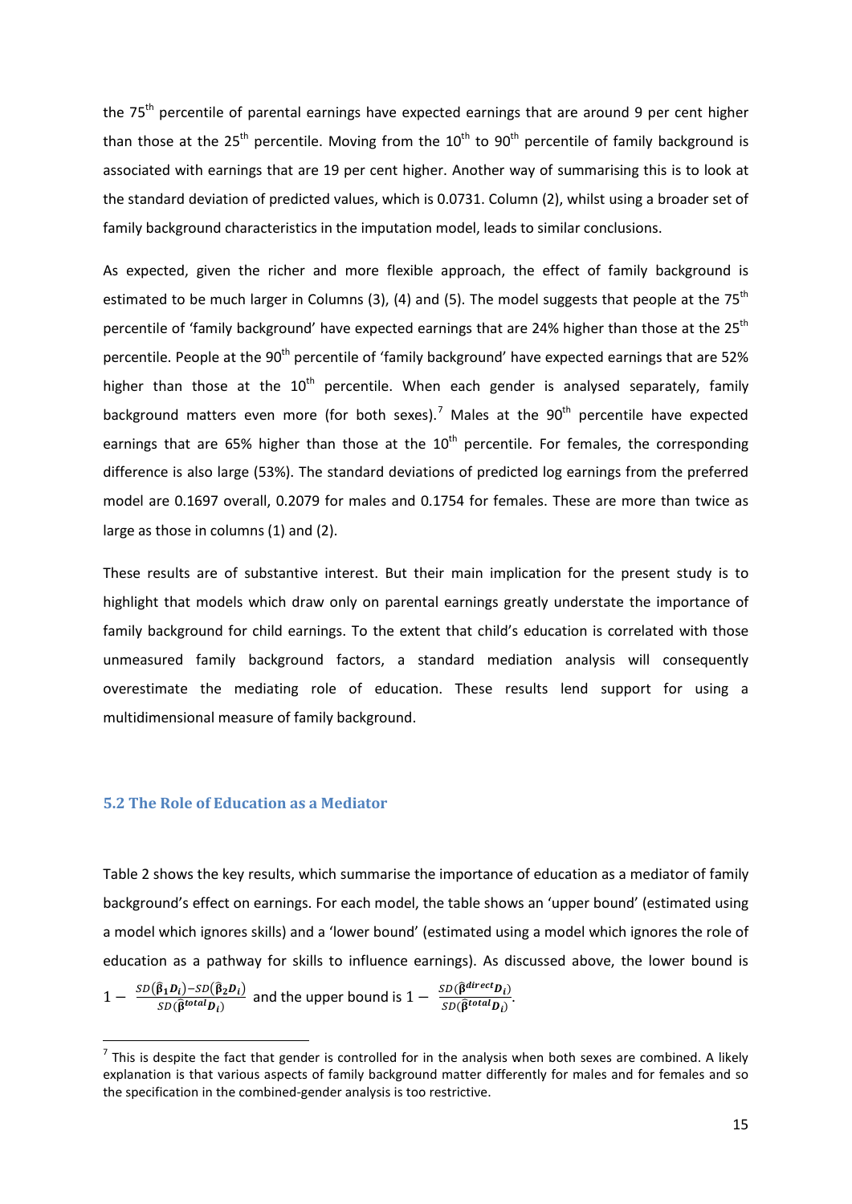the 75th percentile of parental earnings have expected earnings that are around 9 per cent higher than those at the 25th percentile. Moving from the 10th to 90th percentile of family background is associated with earnings that are 19 per cent higher. Another way of summarising this is to look at the standard deviation of predicted values, which is 0.0731. Column (2), whilst using a broader set of family background characteristics in the imputation model, leads to similar conclusions.

As expected, given the richer and more flexible approach, the effect of family background is estimated to be much larger in Columns (3), (4) and (5). The model suggests that people at the 75th percentile of 'family background' have expected earnings that are 24% higher than those at the 25th percentile. People at the 90th percentile of 'family background' have expected earnings that are 52% higher than those at the 10th percentile. When each gender is analysed separately, family background matters even more (for both sexes).[7] Males at the 90th percentile have expected earnings that are 65% higher than those at the 10th percentile. For females, the corresponding difference is also large (53%). The standard deviations of predicted log earnings from the preferred model are 0.1697 overall, 0.2079 for males and 0.1754 for females. These are more than twice as large as those in columns (1) and (2).

These results are of substantive interest. But their main implication for the present study is to highlight that models which draw only on parental earnings greatly understate the importance of family background for child earnings. To the extent that child's education is correlated with those unmeasured family background factors, a standard mediation analysis will consequently overestimate the mediating role of education. These results lend support for using a multidimensional measure of family background.

### 5.2 The Role of Education as a Mediator

Table 2 shows the key results, which summarise the importance of education as a mediator of family background's effect on earnings. For each model, the table shows an 'upper bound' (estimated using a model which ignores skills) and a 'lower bound' (estimated using a model which ignores the role of education as a pathway for skills to influence earnings). As discussed above, the lower bound is $1 - \frac{SD(\hat{\beta}_1 \boldsymbol{D}_i) - SD(\hat{\beta}_2 \boldsymbol{D}_i)}{SD(\hat{\beta}^{total} \boldsymbol{D}_i)}$ and the upper bound is $1 - \frac{SD(\hat{\beta}^{direct} \boldsymbol{D}_i)}{SD(\hat{\beta}^{total} \boldsymbol{D}_i)}$.

[7] This is despite the fact that gender is controlled for in the analysis when both sexes are combined. A likely explanation is that various aspects of family background matter differently for males and for females and so the specification in the combined-gender analysis is too restrictive.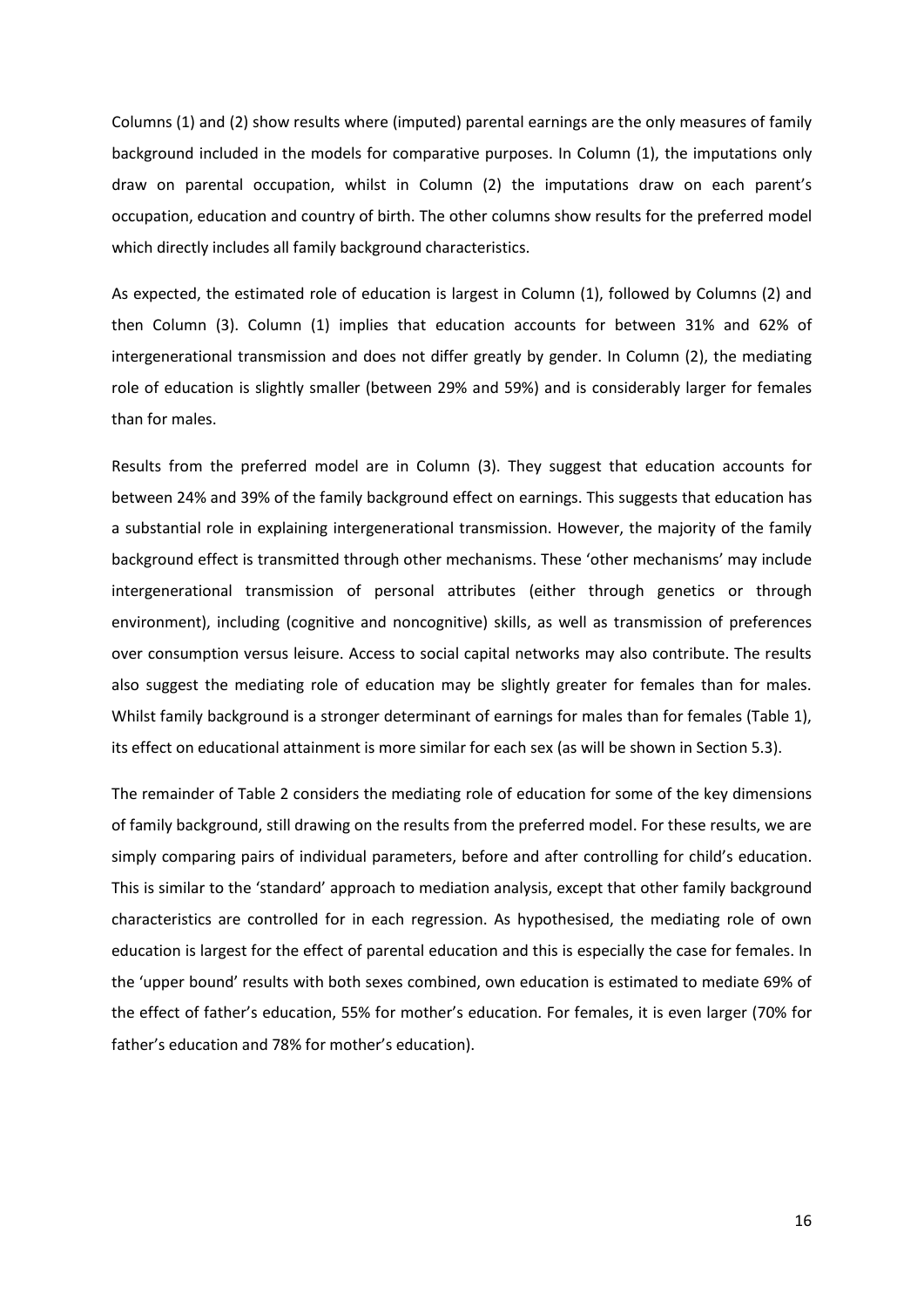Columns (1) and (2) show results where (imputed) parental earnings are the only measures of family background included in the models for comparative purposes. In Column (1), the imputations only draw on parental occupation, whilst in Column (2) the imputations draw on each parent's occupation, education and country of birth. The other columns show results for the preferred model which directly includes all family background characteristics.

As expected, the estimated role of education is largest in Column (1), followed by Columns (2) and then Column (3). Column (1) implies that education accounts for between 31% and 62% of intergenerational transmission and does not differ greatly by gender. In Column (2), the mediating role of education is slightly smaller (between 29% and 59%) and is considerably larger for females than for males.

Results from the preferred model are in Column (3). They suggest that education accounts for between 24% and 39% of the family background effect on earnings. This suggests that education has a substantial role in explaining intergenerational transmission. However, the majority of the family background effect is transmitted through other mechanisms. These 'other mechanisms' may include intergenerational transmission of personal attributes (either through genetics or through environment), including (cognitive and noncognitive) skills, as well as transmission of preferences over consumption versus leisure. Access to social capital networks may also contribute. The results also suggest the mediating role of education may be slightly greater for females than for males. Whilst family background is a stronger determinant of earnings for males than for females (Table 1), its effect on educational attainment is more similar for each sex (as will be shown in Section 5.3).

The remainder of Table 2 considers the mediating role of education for some of the key dimensions of family background, still drawing on the results from the preferred model. For these results, we are simply comparing pairs of individual parameters, before and after controlling for child's education. This is similar to the 'standard' approach to mediation analysis, except that other family background characteristics are controlled for in each regression. As hypothesised, the mediating role of own education is largest for the effect of parental education and this is especially the case for females. In the 'upper bound' results with both sexes combined, own education is estimated to mediate 69% of the effect of father's education, 55% for mother's education. For females, it is even larger (70% for father's education and 78% for mother's education).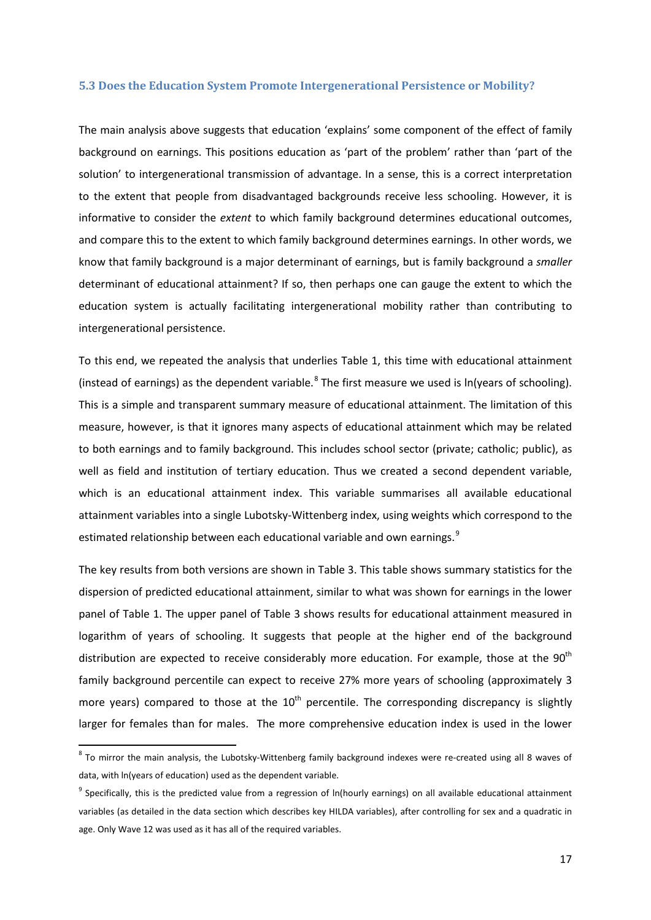### 5.3 Does the Education System Promote Intergenerational Persistence or Mobility?

The main analysis above suggests that education 'explains' some component of the effect of family background on earnings. This positions education as 'part of the problem' rather than 'part of the solution' to intergenerational transmission of advantage. In a sense, this is a correct interpretation to the extent that people from disadvantaged backgrounds receive less schooling. However, it is informative to consider the *extent* to which family background determines educational outcomes, and compare this to the extent to which family background determines earnings. In other words, we know that family background is a major determinant of earnings, but is family background a *smaller* determinant of educational attainment? If so, then perhaps one can gauge the extent to which the education system is actually facilitating intergenerational mobility rather than contributing to intergenerational persistence.

To this end, we repeated the analysis that underlies Table 1, this time with educational attainment (instead of earnings) as the dependent variable.[8] The first measure we used is ln(years of schooling). This is a simple and transparent summary measure of educational attainment. The limitation of this measure, however, is that it ignores many aspects of educational attainment which may be related to both earnings and to family background. This includes school sector (private; catholic; public), as well as field and institution of tertiary education. Thus we created a second dependent variable, which is an educational attainment index. This variable summarises all available educational attainment variables into a single Lubotsky-Wittenberg index, using weights which correspond to the estimated relationship between each educational variable and own earnings.[9]

The key results from both versions are shown in Table 3. This table shows summary statistics for the dispersion of predicted educational attainment, similar to what was shown for earnings in the lower panel of Table 1. The upper panel of Table 3 shows results for educational attainment measured in logarithm of years of schooling. It suggests that people at the higher end of the background distribution are expected to receive considerably more education. For example, those at the 90$^{th}$ family background percentile can expect to receive 27% more years of schooling (approximately 3 more years) compared to those at the 10$^{th}$ percentile. The corresponding discrepancy is slightly larger for females than for males. The more comprehensive education index is used in the lower

---

[8] To mirror the main analysis, the Lubotsky-Wittenberg family background indexes were re-created using all 8 waves of data, with ln(years of education) used as the dependent variable.

[9] Specifically, this is the predicted value from a regression of ln(hourly earnings) on all available educational attainment variables (as detailed in the data section which describes key HILDA variables), after controlling for sex and a quadratic in age. Only Wave 12 was used as it has all of the required variables.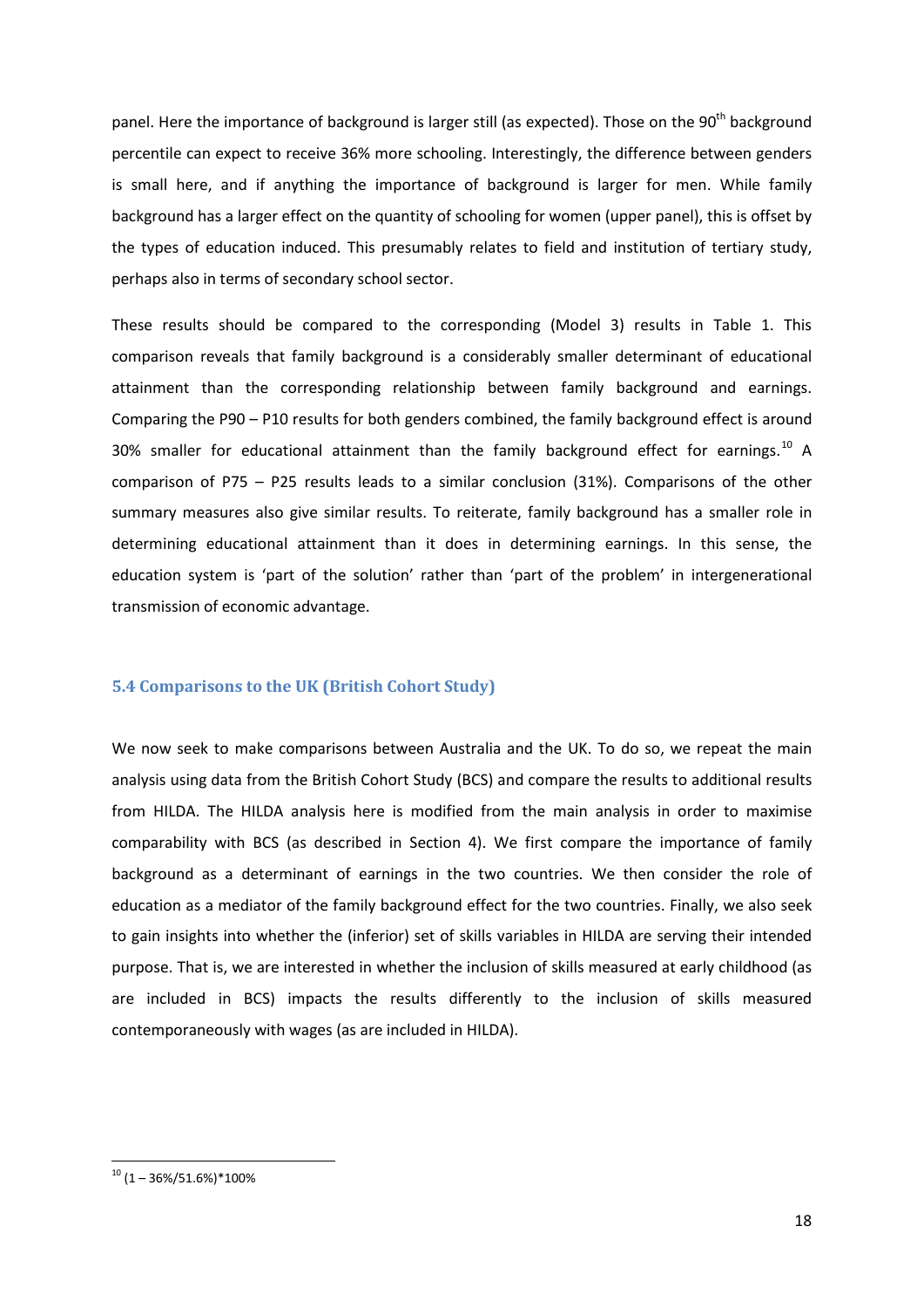panel. Here the importance of background is larger still (as expected). Those on the 90th background percentile can expect to receive 36% more schooling. Interestingly, the difference between genders is small here, and if anything the importance of background is larger for men. While family background has a larger effect on the quantity of schooling for women (upper panel), this is offset by the types of education induced. This presumably relates to field and institution of tertiary study, perhaps also in terms of secondary school sector.

These results should be compared to the corresponding (Model 3) results in Table 1. This comparison reveals that family background is a considerably smaller determinant of educational attainment than the corresponding relationship between family background and earnings. Comparing the P90 – P10 results for both genders combined, the family background effect is around 30% smaller for educational attainment than the family background effect for earnings.[10] A comparison of P75 – P25 results leads to a similar conclusion (31%). Comparisons of the other summary measures also give similar results. To reiterate, family background has a smaller role in determining educational attainment than it does in determining earnings. In this sense, the education system is 'part of the solution' rather than 'part of the problem' in intergenerational transmission of economic advantage.

### 5.4 Comparisons to the UK (British Cohort Study)

We now seek to make comparisons between Australia and the UK. To do so, we repeat the main analysis using data from the British Cohort Study (BCS) and compare the results to additional results from HILDA. The HILDA analysis here is modified from the main analysis in order to maximise comparability with BCS (as described in Section 4). We first compare the importance of family background as a determinant of earnings in the two countries. We then consider the role of education as a mediator of the family background effect for the two countries. Finally, we also seek to gain insights into whether the (inferior) set of skills variables in HILDA are serving their intended purpose. That is, we are interested in whether the inclusion of skills measured at early childhood (as are included in BCS) impacts the results differently to the inclusion of skills measured contemporaneously with wages (as are included in HILDA).

---

[10] (1 – 36%/51.6%)*100%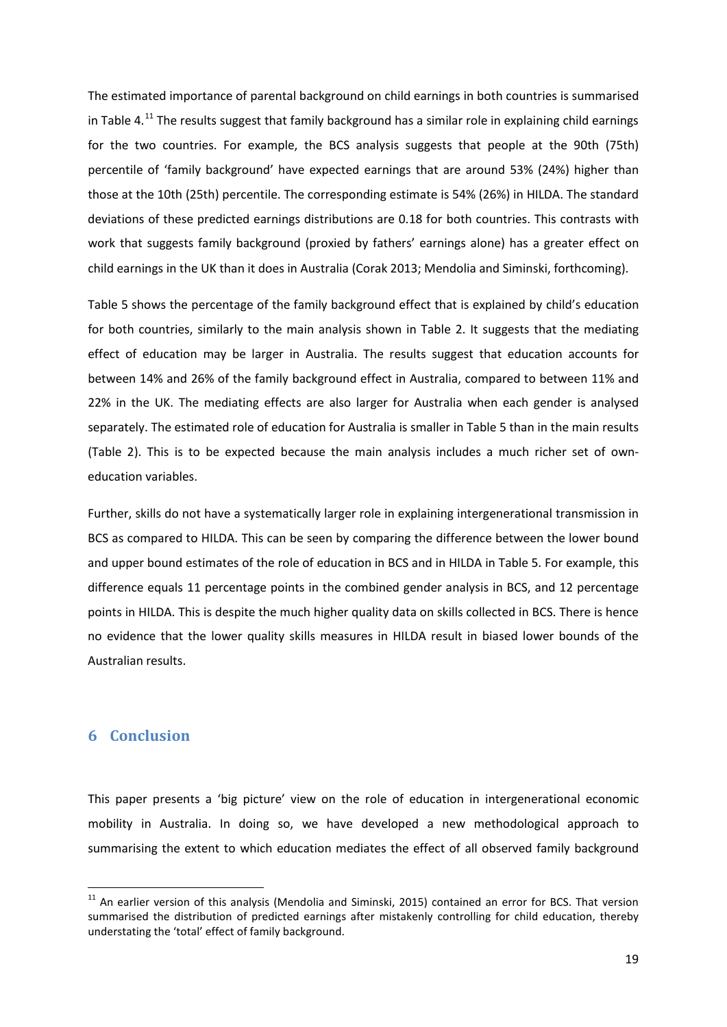The estimated importance of parental background on child earnings in both countries is summarised in Table 4.[11] The results suggest that family background has a similar role in explaining child earnings for the two countries. For example, the BCS analysis suggests that people at the 90th (75th) percentile of 'family background' have expected earnings that are around 53% (24%) higher than those at the 10th (25th) percentile. The corresponding estimate is 54% (26%) in HILDA. The standard deviations of these predicted earnings distributions are 0.18 for both countries. This contrasts with work that suggests family background (proxied by fathers' earnings alone) has a greater effect on child earnings in the UK than it does in Australia (Corak 2013; Mendolia and Siminski, forthcoming).

Table 5 shows the percentage of the family background effect that is explained by child's education for both countries, similarly to the main analysis shown in Table 2. It suggests that the mediating effect of education may be larger in Australia. The results suggest that education accounts for between 14% and 26% of the family background effect in Australia, compared to between 11% and 22% in the UK. The mediating effects are also larger for Australia when each gender is analysed separately. The estimated role of education for Australia is smaller in Table 5 than in the main results (Table 2). This is to be expected because the main analysis includes a much richer set of own-education variables.

Further, skills do not have a systematically larger role in explaining intergenerational transmission in BCS as compared to HILDA. This can be seen by comparing the difference between the lower bound and upper bound estimates of the role of education in BCS and in HILDA in Table 5. For example, this difference equals 11 percentage points in the combined gender analysis in BCS, and 12 percentage points in HILDA. This is despite the much higher quality data on skills collected in BCS. There is hence no evidence that the lower quality skills measures in HILDA result in biased lower bounds of the Australian results.

## 6 Conclusion

This paper presents a 'big picture' view on the role of education in intergenerational economic mobility in Australia. In doing so, we have developed a new methodological approach to summarising the extent to which education mediates the effect of all observed family background

[11] An earlier version of this analysis (Mendolia and Siminski, 2015) contained an error for BCS. That version summarised the distribution of predicted earnings after mistakenly controlling for child education, thereby understating the 'total' effect of family background.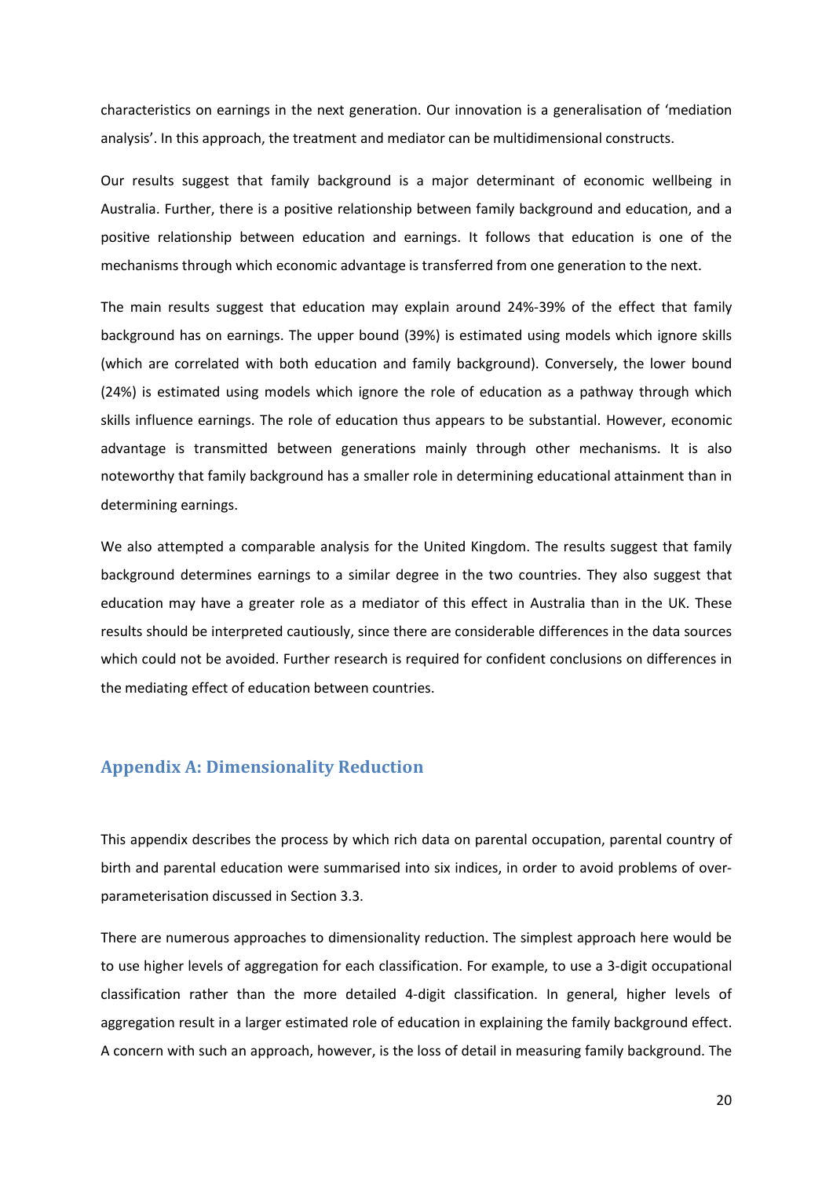characteristics on earnings in the next generation. Our innovation is a generalisation of 'mediation analysis'. In this approach, the treatment and mediator can be multidimensional constructs.

Our results suggest that family background is a major determinant of economic wellbeing in Australia. Further, there is a positive relationship between family background and education, and a positive relationship between education and earnings. It follows that education is one of the mechanisms through which economic advantage is transferred from one generation to the next.

The main results suggest that education may explain around 24%-39% of the effect that family background has on earnings. The upper bound (39%) is estimated using models which ignore skills (which are correlated with both education and family background). Conversely, the lower bound (24%) is estimated using models which ignore the role of education as a pathway through which skills influence earnings. The role of education thus appears to be substantial. However, economic advantage is transmitted between generations mainly through other mechanisms. It is also noteworthy that family background has a smaller role in determining educational attainment than in determining earnings.

We also attempted a comparable analysis for the United Kingdom. The results suggest that family background determines earnings to a similar degree in the two countries. They also suggest that education may have a greater role as a mediator of this effect in Australia than in the UK. These results should be interpreted cautiously, since there are considerable differences in the data sources which could not be avoided. Further research is required for confident conclusions on differences in the mediating effect of education between countries.

## Appendix A: Dimensionality Reduction

This appendix describes the process by which rich data on parental occupation, parental country of birth and parental education were summarised into six indices, in order to avoid problems of over-parameterisation discussed in Section 3.3.

There are numerous approaches to dimensionality reduction. The simplest approach here would be to use higher levels of aggregation for each classification. For example, to use a 3-digit occupational classification rather than the more detailed 4-digit classification. In general, higher levels of aggregation result in a larger estimated role of education in explaining the family background effect. A concern with such an approach, however, is the loss of detail in measuring family background. The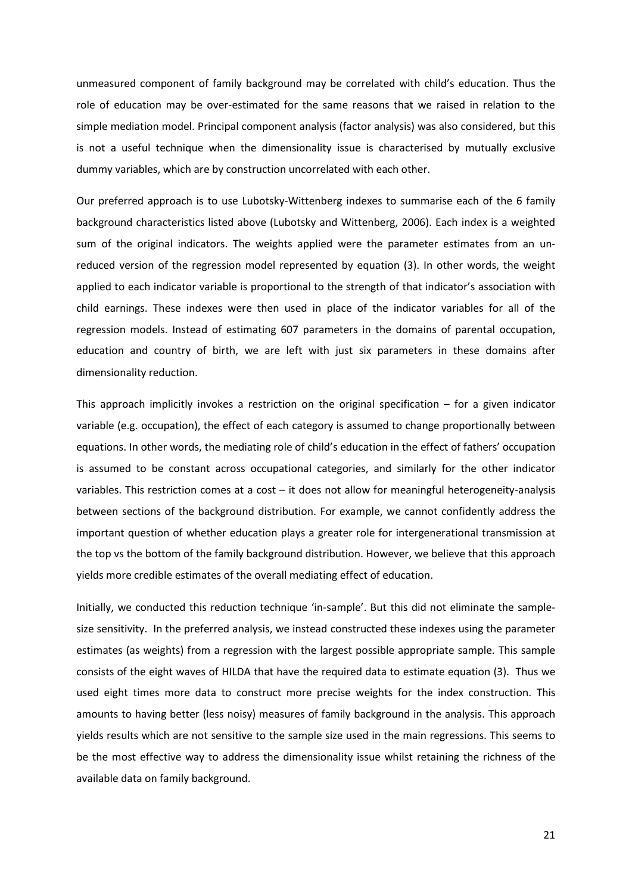unmeasured component of family background may be correlated with child's education. Thus the role of education may be over-estimated for the same reasons that we raised in relation to the simple mediation model. Principal component analysis (factor analysis) was also considered, but this is not a useful technique when the dimensionality issue is characterised by mutually exclusive dummy variables, which are by construction uncorrelated with each other.

Our preferred approach is to use Lubotsky-Wittenberg indexes to summarise each of the 6 family background characteristics listed above (Lubotsky and Wittenberg, 2006). Each index is a weighted sum of the original indicators. The weights applied were the parameter estimates from an un-reduced version of the regression model represented by equation (3). In other words, the weight applied to each indicator variable is proportional to the strength of that indicator's association with child earnings. These indexes were then used in place of the indicator variables for all of the regression models. Instead of estimating 607 parameters in the domains of parental occupation, education and country of birth, we are left with just six parameters in these domains after dimensionality reduction.

This approach implicitly invokes a restriction on the original specification – for a given indicator variable (e.g. occupation), the effect of each category is assumed to change proportionally between equations. In other words, the mediating role of child's education in the effect of fathers' occupation is assumed to be constant across occupational categories, and similarly for the other indicator variables. This restriction comes at a cost – it does not allow for meaningful heterogeneity-analysis between sections of the background distribution. For example, we cannot confidently address the important question of whether education plays a greater role for intergenerational transmission at the top vs the bottom of the family background distribution. However, we believe that this approach yields more credible estimates of the overall mediating effect of education.

Initially, we conducted this reduction technique 'in-sample'. But this did not eliminate the sample-size sensitivity. In the preferred analysis, we instead constructed these indexes using the parameter estimates (as weights) from a regression with the largest possible appropriate sample. This sample consists of the eight waves of HILDA that have the required data to estimate equation (3). Thus we used eight times more data to construct more precise weights for the index construction. This amounts to having better (less noisy) measures of family background in the analysis. This approach yields results which are not sensitive to the sample size used in the main regressions. This seems to be the most effective way to address the dimensionality issue whilst retaining the richness of the available data on family background.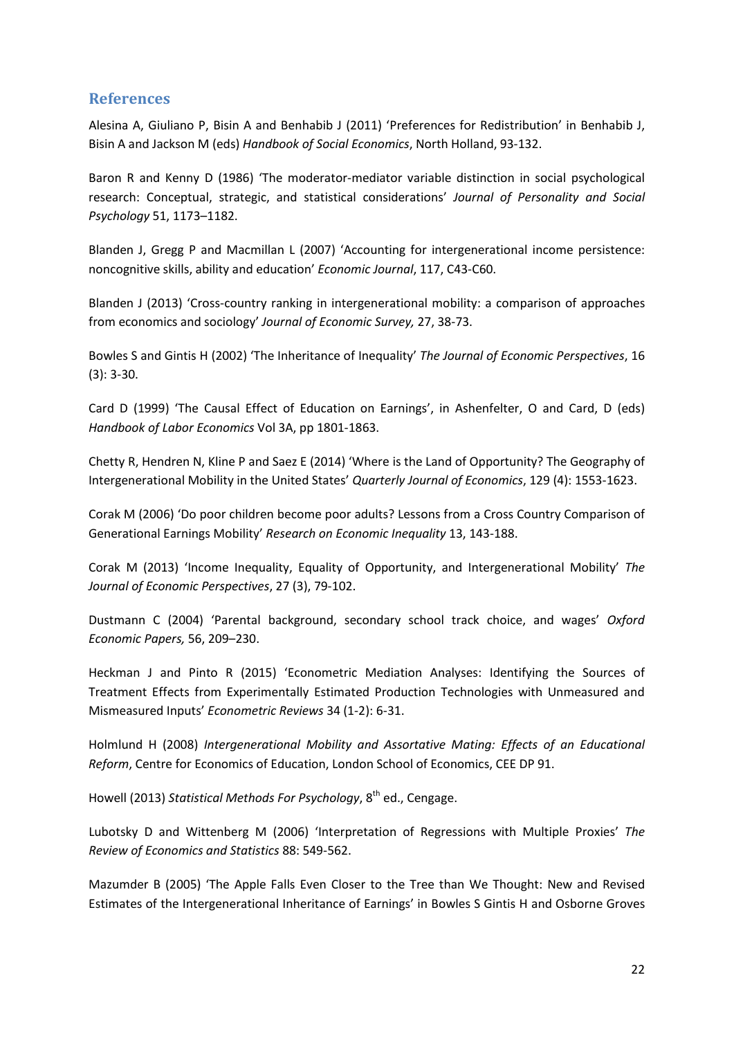## References

Alesina A, Giuliano P, Bisin A and Benhabib J (2011) 'Preferences for Redistribution' in Benhabib J, Bisin A and Jackson M (eds) *Handbook of Social Economics*, North Holland, 93-132.

Baron R and Kenny D (1986) 'The moderator-mediator variable distinction in social psychological research: Conceptual, strategic, and statistical considerations' *Journal of Personality and Social Psychology* 51, 1173–1182.

Blanden J, Gregg P and Macmillan L (2007) 'Accounting for intergenerational income persistence: noncognitive skills, ability and education' *Economic Journal*, 117, C43-C60.

Blanden J (2013) 'Cross-country ranking in intergenerational mobility: a comparison of approaches from economics and sociology' *Journal of Economic Survey,* 27, 38-73.

Bowles S and Gintis H (2002) 'The Inheritance of Inequality' *The Journal of Economic Perspectives*, 16 (3): 3-30.

Card D (1999) 'The Causal Effect of Education on Earnings', in Ashenfelter, O and Card, D (eds) *Handbook of Labor Economics* Vol 3A, pp 1801-1863.

Chetty R, Hendren N, Kline P and Saez E (2014) 'Where is the Land of Opportunity? The Geography of Intergenerational Mobility in the United States' *Quarterly Journal of Economics*, 129 (4): 1553-1623.

Corak M (2006) 'Do poor children become poor adults? Lessons from a Cross Country Comparison of Generational Earnings Mobility' *Research on Economic Inequality* 13, 143-188.

Corak M (2013) 'Income Inequality, Equality of Opportunity, and Intergenerational Mobility' *The Journal of Economic Perspectives*, 27 (3), 79-102.

Dustmann C (2004) 'Parental background, secondary school track choice, and wages' *Oxford Economic Papers,* 56, 209–230.

Heckman J and Pinto R (2015) 'Econometric Mediation Analyses: Identifying the Sources of Treatment Effects from Experimentally Estimated Production Technologies with Unmeasured and Mismeasured Inputs' *Econometric Reviews* 34 (1-2): 6-31.

Holmlund H (2008) *Intergenerational Mobility and Assortative Mating: Effects of an Educational Reform*, Centre for Economics of Education, London School of Economics, CEE DP 91.

Howell (2013) *Statistical Methods For Psychology*, 8th ed., Cengage.

Lubotsky D and Wittenberg M (2006) 'Interpretation of Regressions with Multiple Proxies' *The Review of Economics and Statistics* 88: 549-562.

Mazumder B (2005) 'The Apple Falls Even Closer to the Tree than We Thought: New and Revised Estimates of the Intergenerational Inheritance of Earnings' in Bowles S Gintis H and Osborne Groves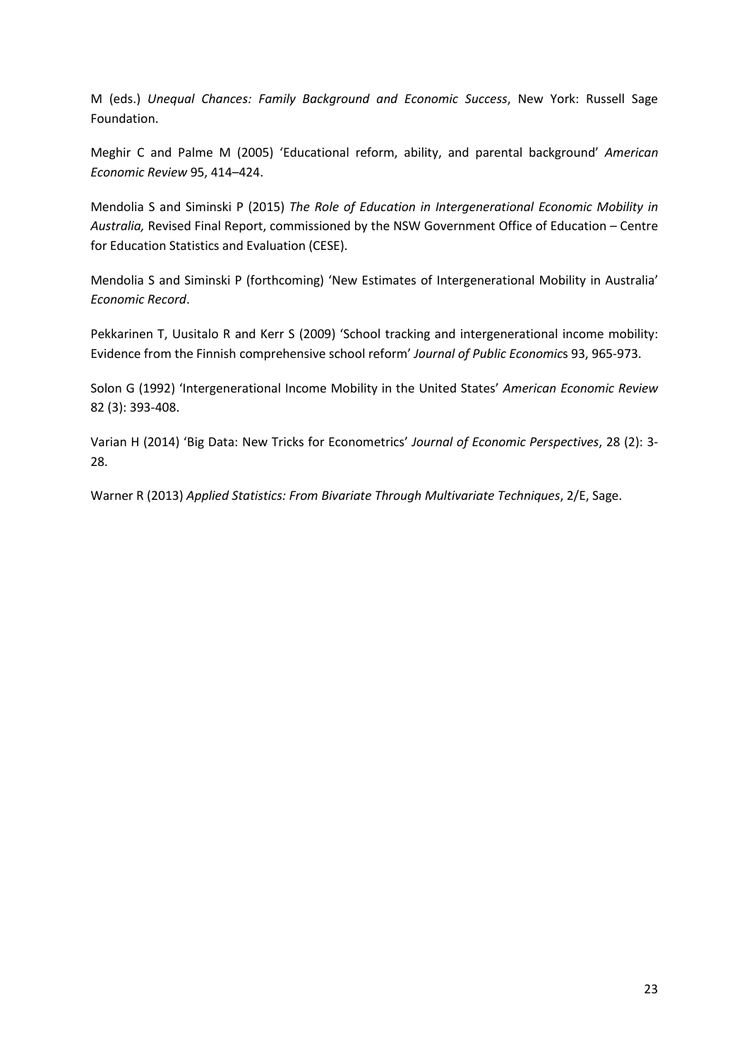M (eds.) *Unequal Chances: Family Background and Economic Success*, New York: Russell Sage Foundation.

Meghir C and Palme M (2005) 'Educational reform, ability, and parental background' *American Economic Review* 95, 414–424.

Mendolia S and Siminski P (2015) *The Role of Education in Intergenerational Economic Mobility in Australia,* Revised Final Report, commissioned by the NSW Government Office of Education – Centre for Education Statistics and Evaluation (CESE).

Mendolia S and Siminski P (forthcoming) 'New Estimates of Intergenerational Mobility in Australia' *Economic Record*.

Pekkarinen T, Uusitalo R and Kerr S (2009) 'School tracking and intergenerational income mobility: Evidence from the Finnish comprehensive school reform' *Journal of Public Economics* 93, 965-973.

Solon G (1992) 'Intergenerational Income Mobility in the United States' *American Economic Review* 82 (3): 393-408.

Varian H (2014) 'Big Data: New Tricks for Econometrics' *Journal of Economic Perspectives*, 28 (2): 3-28.

Warner R (2013) *Applied Statistics: From Bivariate Through Multivariate Techniques*, 2/E, Sage.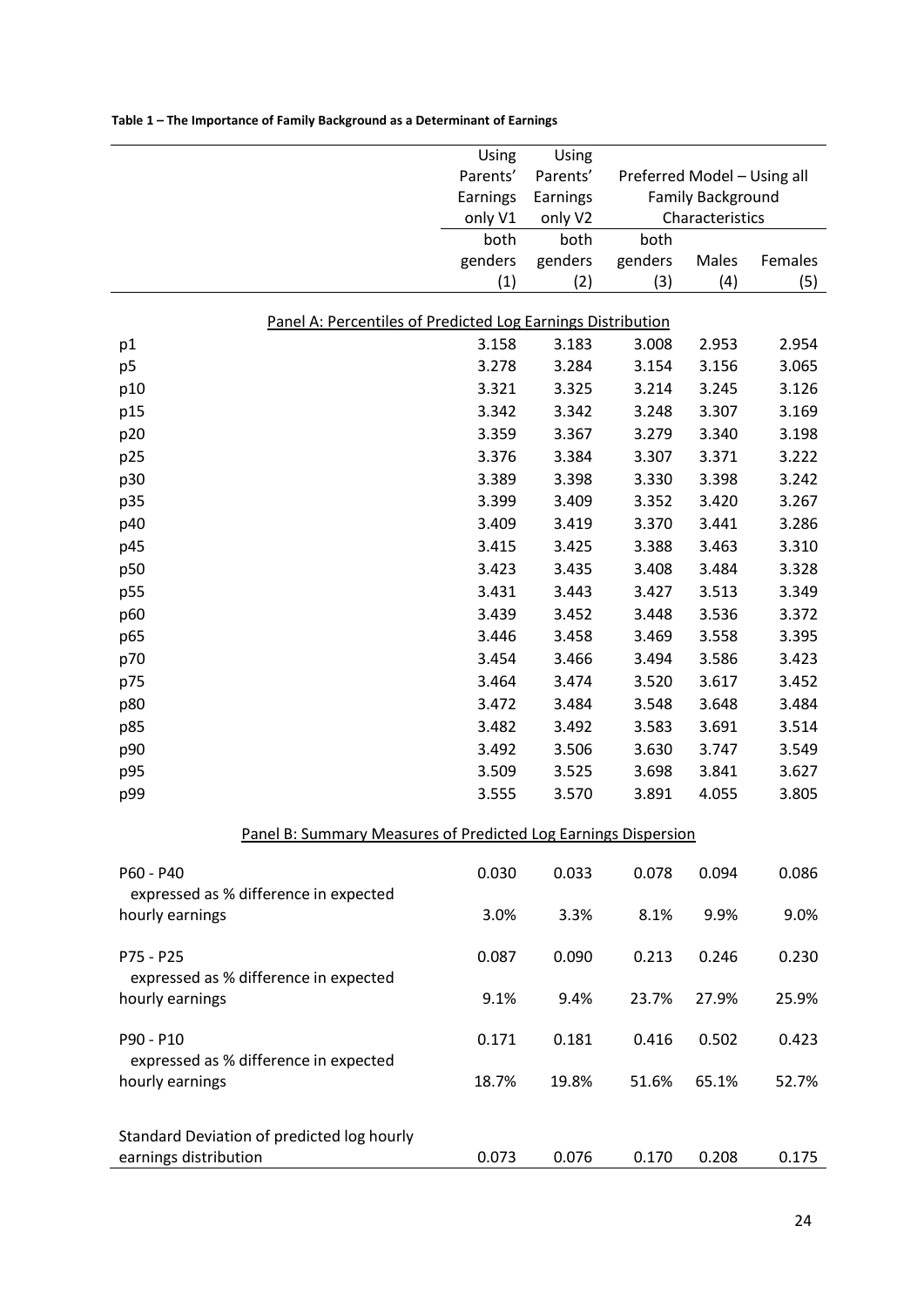**Table 1 – The Importance of Family Background as a Determinant of Earnings**

| | Using Parents' Earnings only V1 | Using Parents' Earnings only V2 | Preferred Model – Using all Family Background Characteristics | | |
|---|---|---|---|---|---|
| | both genders | both genders | both genders | Males | Females |
| | (1) | (2) | (3) | (4) | (5) |
| **Panel A: Percentiles of Predicted Log Earnings Distribution** | | | | | |
| p1 | 3.158 | 3.183 | 3.008 | 2.953 | 2.954 |
| p5 | 3.278 | 3.284 | 3.154 | 3.156 | 3.065 |
| p10 | 3.321 | 3.325 | 3.214 | 3.245 | 3.126 |
| p15 | 3.342 | 3.342 | 3.248 | 3.307 | 3.169 |
| p20 | 3.359 | 3.367 | 3.279 | 3.340 | 3.198 |
| p25 | 3.376 | 3.384 | 3.307 | 3.371 | 3.222 |
| p30 | 3.389 | 3.398 | 3.330 | 3.398 | 3.242 |
| p35 | 3.399 | 3.409 | 3.352 | 3.420 | 3.267 |
| p40 | 3.409 | 3.419 | 3.370 | 3.441 | 3.286 |
| p45 | 3.415 | 3.425 | 3.388 | 3.463 | 3.310 |
| p50 | 3.423 | 3.435 | 3.408 | 3.484 | 3.328 |
| p55 | 3.431 | 3.443 | 3.427 | 3.513 | 3.349 |
| p60 | 3.439 | 3.452 | 3.448 | 3.536 | 3.372 |
| p65 | 3.446 | 3.458 | 3.469 | 3.558 | 3.395 |
| p70 | 3.454 | 3.466 | 3.494 | 3.586 | 3.423 |
| p75 | 3.464 | 3.474 | 3.520 | 3.617 | 3.452 |
| p80 | 3.472 | 3.484 | 3.548 | 3.648 | 3.484 |
| p85 | 3.482 | 3.492 | 3.583 | 3.691 | 3.514 |
| p90 | 3.492 | 3.506 | 3.630 | 3.747 | 3.549 |
| p95 | 3.509 | 3.525 | 3.698 | 3.841 | 3.627 |
| p99 | 3.555 | 3.570 | 3.891 | 4.055 | 3.805 |
| **Panel B: Summary Measures of Predicted Log Earnings Dispersion** | | | | | |
| P60 - P40 | 0.030 | 0.033 | 0.078 | 0.094 | 0.086 |
| expressed as % difference in expected hourly earnings | 3.0% | 3.3% | 8.1% | 9.9% | 9.0% |
| P75 - P25 | 0.087 | 0.090 | 0.213 | 0.246 | 0.230 |
| expressed as % difference in expected hourly earnings | 9.1% | 9.4% | 23.7% | 27.9% | 25.9% |
| P90 - P10 | 0.171 | 0.181 | 0.416 | 0.502 | 0.423 |
| expressed as % difference in expected hourly earnings | 18.7% | 19.8% | 51.6% | 65.1% | 52.7% |
| Standard Deviation of predicted log hourly earnings distribution | 0.073 | 0.076 | 0.170 | 0.208 | 0.175 |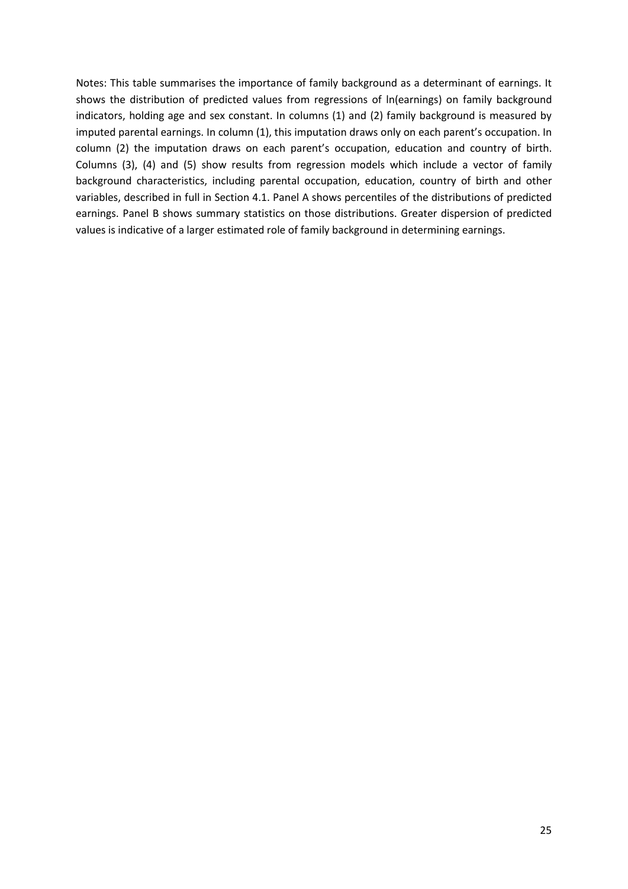Notes: This table summarises the importance of family background as a determinant of earnings. It shows the distribution of predicted values from regressions of ln(earnings) on family background indicators, holding age and sex constant. In columns (1) and (2) family background is measured by imputed parental earnings. In column (1), this imputation draws only on each parent's occupation. In column (2) the imputation draws on each parent's occupation, education and country of birth. Columns (3), (4) and (5) show results from regression models which include a vector of family background characteristics, including parental occupation, education, country of birth and other variables, described in full in Section 4.1. Panel A shows percentiles of the distributions of predicted earnings. Panel B shows summary statistics on those distributions. Greater dispersion of predicted values is indicative of a larger estimated role of family background in determining earnings.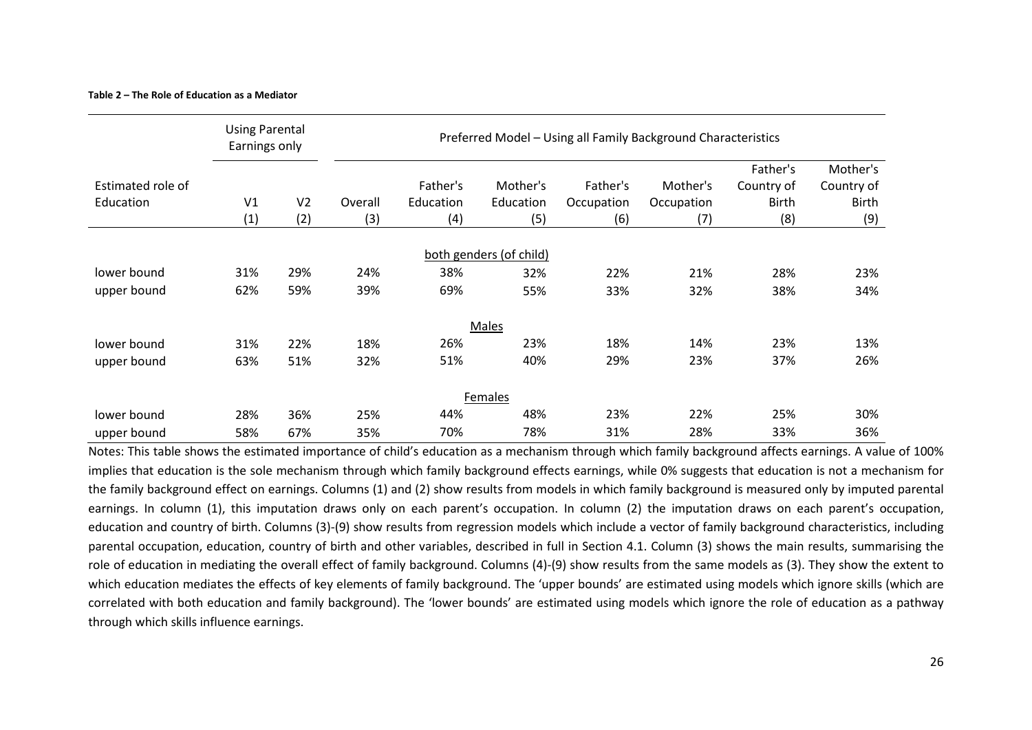**Table 2 – The Role of Education as a Mediator**

| Estimated role of Education | Using Parental Earnings only | | Preferred Model – Using all Family Background Characteristics | | | | | | |
|---|---|---|---|---|---|---|---|---|---|
| | V1 | V2 | Overall | Father's Education | Mother's Education | Father's Occupation | Mother's Occupation | Father's Country of Birth | Mother's Country of Birth |
| | (1) | (2) | (3) | (4) | (5) | (6) | (7) | (8) | (9) |
| | | | | | both genders (of child) | | | | |
| lower bound | 31% | 29% | 24% | 38% | 32% | 22% | 21% | 28% | 23% |
| upper bound | 62% | 59% | 39% | 69% | 55% | 33% | 32% | 38% | 34% |
| | | | | | Males | | | | |
| lower bound | 31% | 22% | 18% | 26% | 23% | 18% | 14% | 23% | 13% |
| upper bound | 63% | 51% | 32% | 51% | 40% | 29% | 23% | 37% | 26% |
| | | | | | Females | | | | |
| lower bound | 28% | 36% | 25% | 44% | 48% | 23% | 22% | 25% | 30% |
| upper bound | 58% | 67% | 35% | 70% | 78% | 31% | 28% | 33% | 36% |

Notes: This table shows the estimated importance of child's education as a mechanism through which family background affects earnings. A value of 100% implies that education is the sole mechanism through which family background effects earnings, while 0% suggests that education is not a mechanism for the family background effect on earnings. Columns (1) and (2) show results from models in which family background is measured only by imputed parental earnings. In column (1), this imputation draws only on each parent's occupation. In column (2) the imputation draws on each parent's occupation, education and country of birth. Columns (3)-(9) show results from regression models which include a vector of family background characteristics, including parental occupation, education, country of birth and other variables, described in full in Section 4.1. Column (3) shows the main results, summarising the role of education in mediating the overall effect of family background. Columns (4)-(9) show results from the same models as (3). They show the extent to which education mediates the effects of key elements of family background. The 'upper bounds' are estimated using models which ignore skills (which are correlated with both education and family background). The 'lower bounds' are estimated using models which ignore the role of education as a pathway through which skills influence earnings.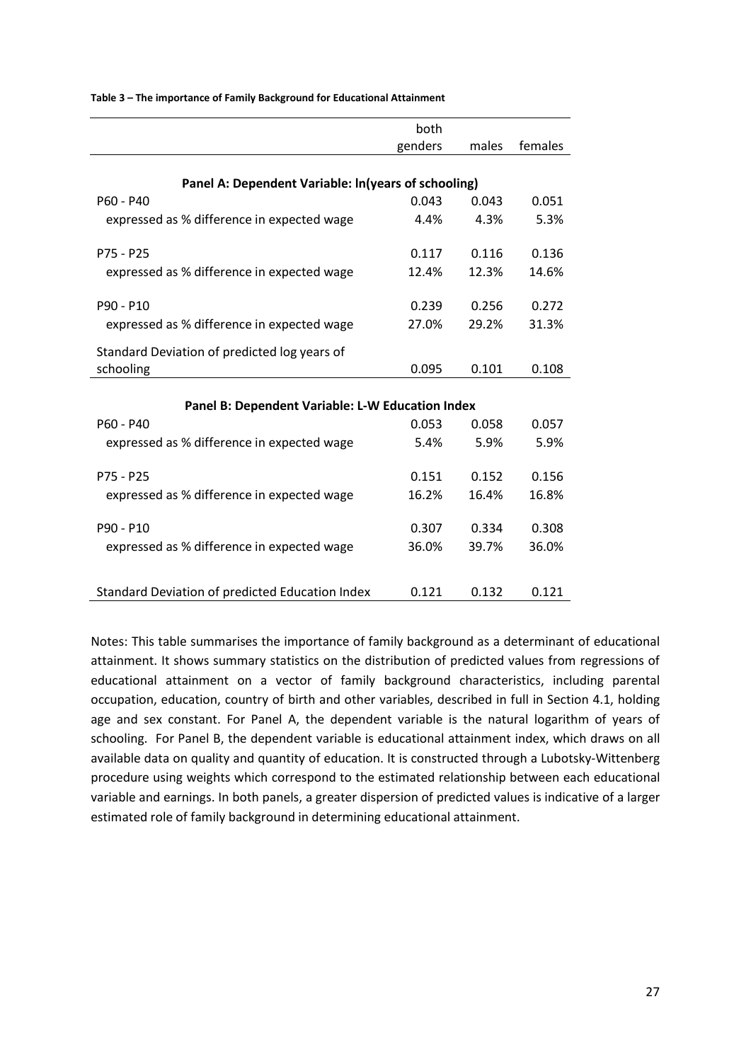**Table 3 – The importance of Family Background for Educational Attainment**

| | both genders | males | females |
|---|---|---|---|
| **Panel A: Dependent Variable: ln(years of schooling)** | | | |
| P60 - P40 | 0.043 | 0.043 | 0.051 |
| expressed as % difference in expected wage | 4.4% | 4.3% | 5.3% |
| P75 - P25 | 0.117 | 0.116 | 0.136 |
| expressed as % difference in expected wage | 12.4% | 12.3% | 14.6% |
| P90 - P10 | 0.239 | 0.256 | 0.272 |
| expressed as % difference in expected wage | 27.0% | 29.2% | 31.3% |
| Standard Deviation of predicted log years of schooling | 0.095 | 0.101 | 0.108 |
| **Panel B: Dependent Variable: L-W Education Index** | | | |
| P60 - P40 | 0.053 | 0.058 | 0.057 |
| expressed as % difference in expected wage | 5.4% | 5.9% | 5.9% |
| P75 - P25 | 0.151 | 0.152 | 0.156 |
| expressed as % difference in expected wage | 16.2% | 16.4% | 16.8% |
| P90 - P10 | 0.307 | 0.334 | 0.308 |
| expressed as % difference in expected wage | 36.0% | 39.7% | 36.0% |
| Standard Deviation of predicted Education Index | 0.121 | 0.132 | 0.121 |

Notes: This table summarises the importance of family background as a determinant of educational attainment. It shows summary statistics on the distribution of predicted values from regressions of educational attainment on a vector of family background characteristics, including parental occupation, education, country of birth and other variables, described in full in Section 4.1, holding age and sex constant. For Panel A, the dependent variable is the natural logarithm of years of schooling. For Panel B, the dependent variable is educational attainment index, which draws on all available data on quality and quantity of education. It is constructed through a Lubotsky-Wittenberg procedure using weights which correspond to the estimated relationship between each educational variable and earnings. In both panels, a greater dispersion of predicted values is indicative of a larger estimated role of family background in determining educational attainment.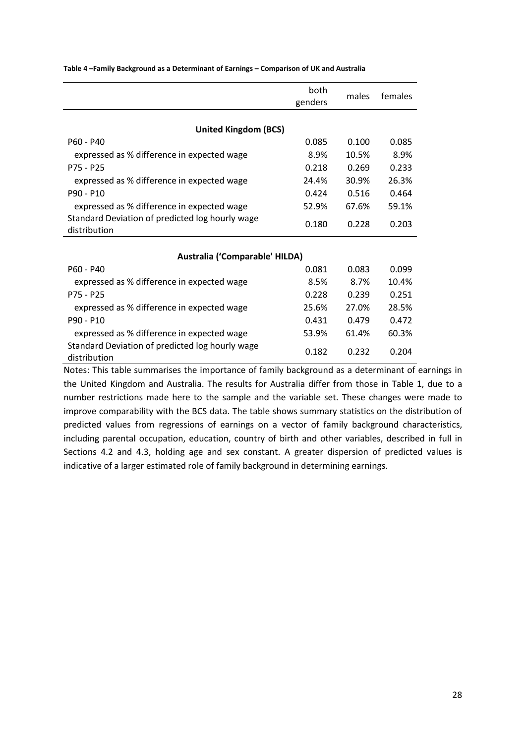**Table 4 –Family Background as a Determinant of Earnings – Comparison of UK and Australia**

| | both genders | males | females |
|---|---|---|---|
| **United Kingdom (BCS)** | | | |
| P60 - P40 | 0.085 | 0.100 | 0.085 |
| expressed as % difference in expected wage | 8.9% | 10.5% | 8.9% |
| P75 - P25 | 0.218 | 0.269 | 0.233 |
| expressed as % difference in expected wage | 24.4% | 30.9% | 26.3% |
| P90 - P10 | 0.424 | 0.516 | 0.464 |
| expressed as % difference in expected wage | 52.9% | 67.6% | 59.1% |
| Standard Deviation of predicted log hourly wage distribution | 0.180 | 0.228 | 0.203 |
| **Australia ('Comparable' HILDA)** | | | |
| P60 - P40 | 0.081 | 0.083 | 0.099 |
| expressed as % difference in expected wage | 8.5% | 8.7% | 10.4% |
| P75 - P25 | 0.228 | 0.239 | 0.251 |
| expressed as % difference in expected wage | 25.6% | 27.0% | 28.5% |
| P90 - P10 | 0.431 | 0.479 | 0.472 |
| expressed as % difference in expected wage | 53.9% | 61.4% | 60.3% |
| Standard Deviation of predicted log hourly wage distribution | 0.182 | 0.232 | 0.204 |

Notes: This table summarises the importance of family background as a determinant of earnings in the United Kingdom and Australia. The results for Australia differ from those in Table 1, due to a number restrictions made here to the sample and the variable set. These changes were made to improve comparability with the BCS data. The table shows summary statistics on the distribution of predicted values from regressions of earnings on a vector of family background characteristics, including parental occupation, education, country of birth and other variables, described in full in Sections 4.2 and 4.3, holding age and sex constant. A greater dispersion of predicted values is indicative of a larger estimated role of family background in determining earnings.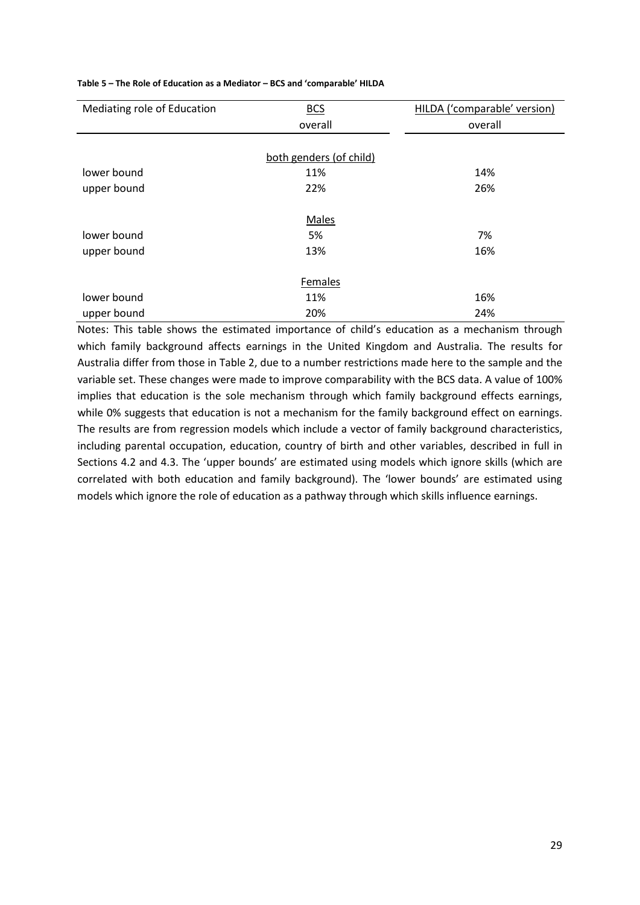**Table 5 – The Role of Education as a Mediator – BCS and 'comparable' HILDA**

| Mediating role of Education | BCS overall | HILDA ('comparable' version) overall |
|---|---|---|
| | both genders (of child) | |
| lower bound | 11% | 14% |
| upper bound | 22% | 26% |
| | Males | |
| lower bound | 5% | 7% |
| upper bound | 13% | 16% |
| | Females | |
| lower bound | 11% | 16% |
| upper bound | 20% | 24% |

Notes: This table shows the estimated importance of child's education as a mechanism through which family background affects earnings in the United Kingdom and Australia. The results for Australia differ from those in Table 2, due to a number restrictions made here to the sample and the variable set. These changes were made to improve comparability with the BCS data. A value of 100% implies that education is the sole mechanism through which family background effects earnings, while 0% suggests that education is not a mechanism for the family background effect on earnings. The results are from regression models which include a vector of family background characteristics, including parental occupation, education, country of birth and other variables, described in full in Sections 4.2 and 4.3. The 'upper bounds' are estimated using models which ignore skills (which are correlated with both education and family background). The 'lower bounds' are estimated using models which ignore the role of education as a pathway through which skills influence earnings.